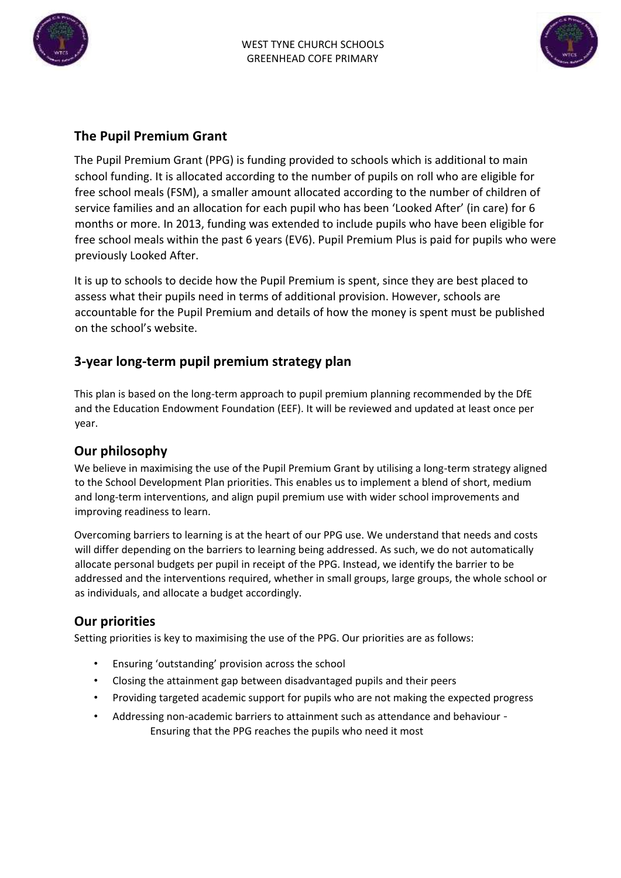WEST TYNE CHURCH SCHOOLS
GREENHEAD COFE PRIMARY

## The Pupil Premium Grant

The Pupil Premium Grant (PPG) is funding provided to schools which is additional to main school funding. It is allocated according to the number of pupils on roll who are eligible for free school meals (FSM), a smaller amount allocated according to the number of children of service families and an allocation for each pupil who has been 'Looked After' (in care) for 6 months or more. In 2013, funding was extended to include pupils who have been eligible for free school meals within the past 6 years (EV6). Pupil Premium Plus is paid for pupils who were previously Looked After.

It is up to schools to decide how the Pupil Premium is spent, since they are best placed to assess what their pupils need in terms of additional provision. However, schools are accountable for the Pupil Premium and details of how the money is spent must be published on the school's website.

## 3-year long-term pupil premium strategy plan

This plan is based on the long-term approach to pupil premium planning recommended by the DfE and the Education Endowment Foundation (EEF). It will be reviewed and updated at least once per year.

## Our philosophy

We believe in maximising the use of the Pupil Premium Grant by utilising a long-term strategy aligned to the School Development Plan priorities. This enables us to implement a blend of short, medium and long-term interventions, and align pupil premium use with wider school improvements and improving readiness to learn.

Overcoming barriers to learning is at the heart of our PPG use. We understand that needs and costs will differ depending on the barriers to learning being addressed. As such, we do not automatically allocate personal budgets per pupil in receipt of the PPG. Instead, we identify the barrier to be addressed and the interventions required, whether in small groups, large groups, the whole school or as individuals, and allocate a budget accordingly.

## Our priorities

Setting priorities is key to maximising the use of the PPG. Our priorities are as follows:

- Ensuring 'outstanding' provision across the school
- Closing the attainment gap between disadvantaged pupils and their peers
- Providing targeted academic support for pupils who are not making the expected progress
- Addressing non-academic barriers to attainment such as attendance and behaviour - Ensuring that the PPG reaches the pupils who need it most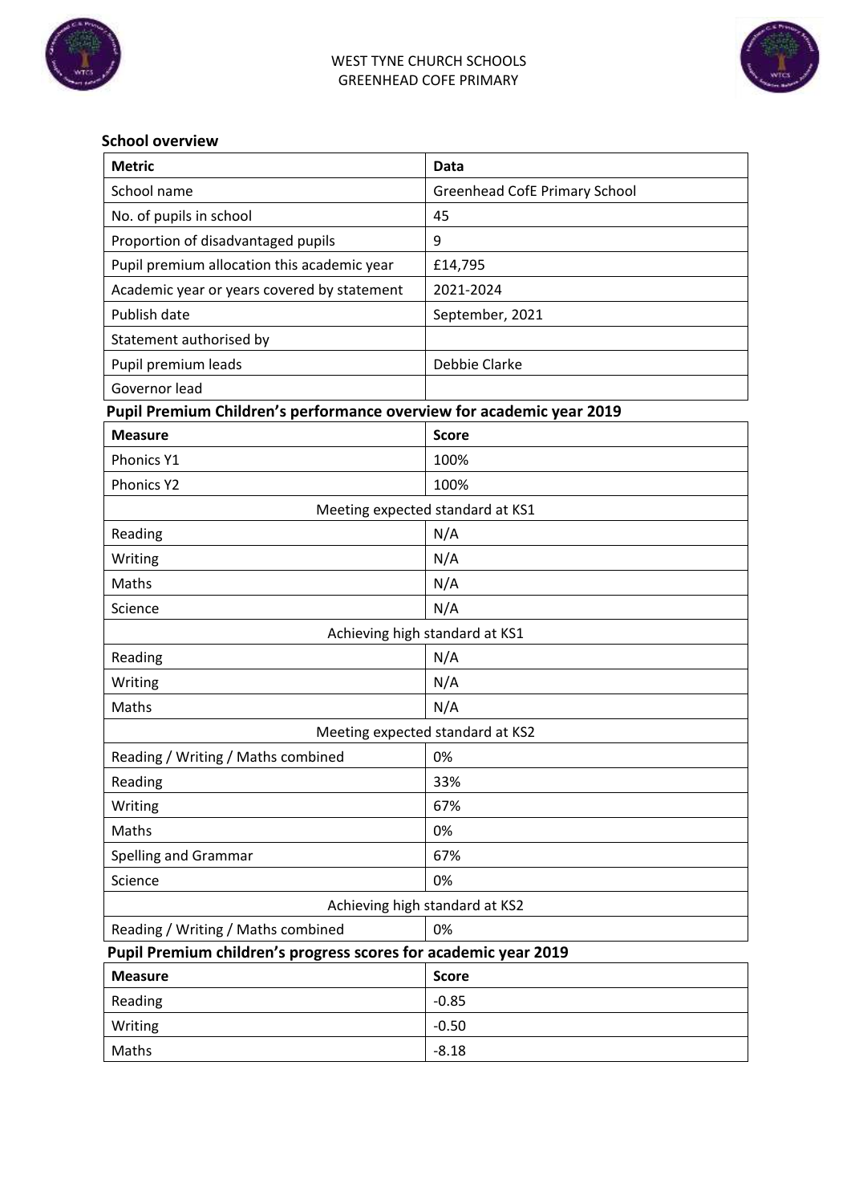WEST TYNE CHURCH SCHOOLS
GREENHEAD COFE PRIMARY

## School overview

| Metric | Data |
|---|---|
| School name | Greenhead CofE Primary School |
| No. of pupils in school | 45 |
| Proportion of disadvantaged pupils | 9 |
| Pupil premium allocation this academic year | £14,795 |
| Academic year or years covered by statement | 2021-2024 |
| Publish date | September, 2021 |
| Statement authorised by | |
| Pupil premium leads | Debbie Clarke |
| Governor lead | |

## Pupil Premium Children's performance overview for academic year 2019

| Measure | Score |
|---|---|
| Phonics Y1 | 100% |
| Phonics Y2 | 100% |
| Meeting expected standard at KS1 | |
| Reading | N/A |
| Writing | N/A |
| Maths | N/A |
| Science | N/A |
| Achieving high standard at KS1 | |
| Reading | N/A |
| Writing | N/A |
| Maths | N/A |
| Meeting expected standard at KS2 | |
| Reading / Writing / Maths combined | 0% |
| Reading | 33% |
| Writing | 67% |
| Maths | 0% |
| Spelling and Grammar | 67% |
| Science | 0% |
| Achieving high standard at KS2 | |
| Reading / Writing / Maths combined | 0% |

## Pupil Premium children's progress scores for academic year 2019

| Measure | Score |
|---|---|
| Reading | -0.85 |
| Writing | -0.50 |
| Maths | -8.18 |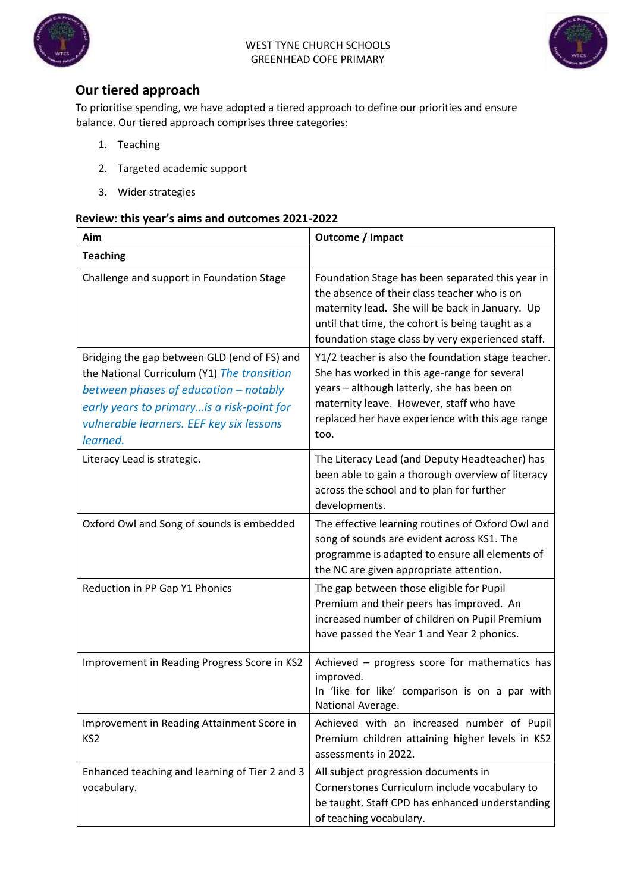WEST TYNE CHURCH SCHOOLS
GREENHEAD COFE PRIMARY

## Our tiered approach

To prioritise spending, we have adopted a tiered approach to define our priorities and ensure balance. Our tiered approach comprises three categories:

1. Teaching
2. Targeted academic support
3. Wider strategies

### Review: this year's aims and outcomes 2021-2022

| Aim | Outcome / Impact |
|---|---|
| **Teaching** | |
| Challenge and support in Foundation Stage | Foundation Stage has been separated this year in the absence of their class teacher who is on maternity lead. She will be back in January. Up until that time, the cohort is being taught as a foundation stage class by very experienced staff. |
| Bridging the gap between GLD (end of FS) and the National Curriculum (Y1) *The transition between phases of education – notably early years to primary…is a risk-point for vulnerable learners. EEF key six lessons learned.* | Y1/2 teacher is also the foundation stage teacher. She has worked in this age-range for several years – although latterly, she has been on maternity leave. However, staff who have replaced her have experience with this age range too. |
| Literacy Lead is strategic. | The Literacy Lead (and Deputy Headteacher) has been able to gain a thorough overview of literacy across the school and to plan for further developments. |
| Oxford Owl and Song of sounds is embedded | The effective learning routines of Oxford Owl and song of sounds are evident across KS1. The programme is adapted to ensure all elements of the NC are given appropriate attention. |
| Reduction in PP Gap Y1 Phonics | The gap between those eligible for Pupil Premium and their peers has improved. An increased number of children on Pupil Premium have passed the Year 1 and Year 2 phonics. |
| Improvement in Reading Progress Score in KS2 | Achieved – progress score for mathematics has improved.<br>In 'like for like' comparison is on a par with National Average. |
| Improvement in Reading Attainment Score in KS2 | Achieved with an increased number of Pupil Premium children attaining higher levels in KS2 assessments in 2022. |
| Enhanced teaching and learning of Tier 2 and 3 vocabulary. | All subject progression documents in Cornerstones Curriculum include vocabulary to be taught. Staff CPD has enhanced understanding of teaching vocabulary. |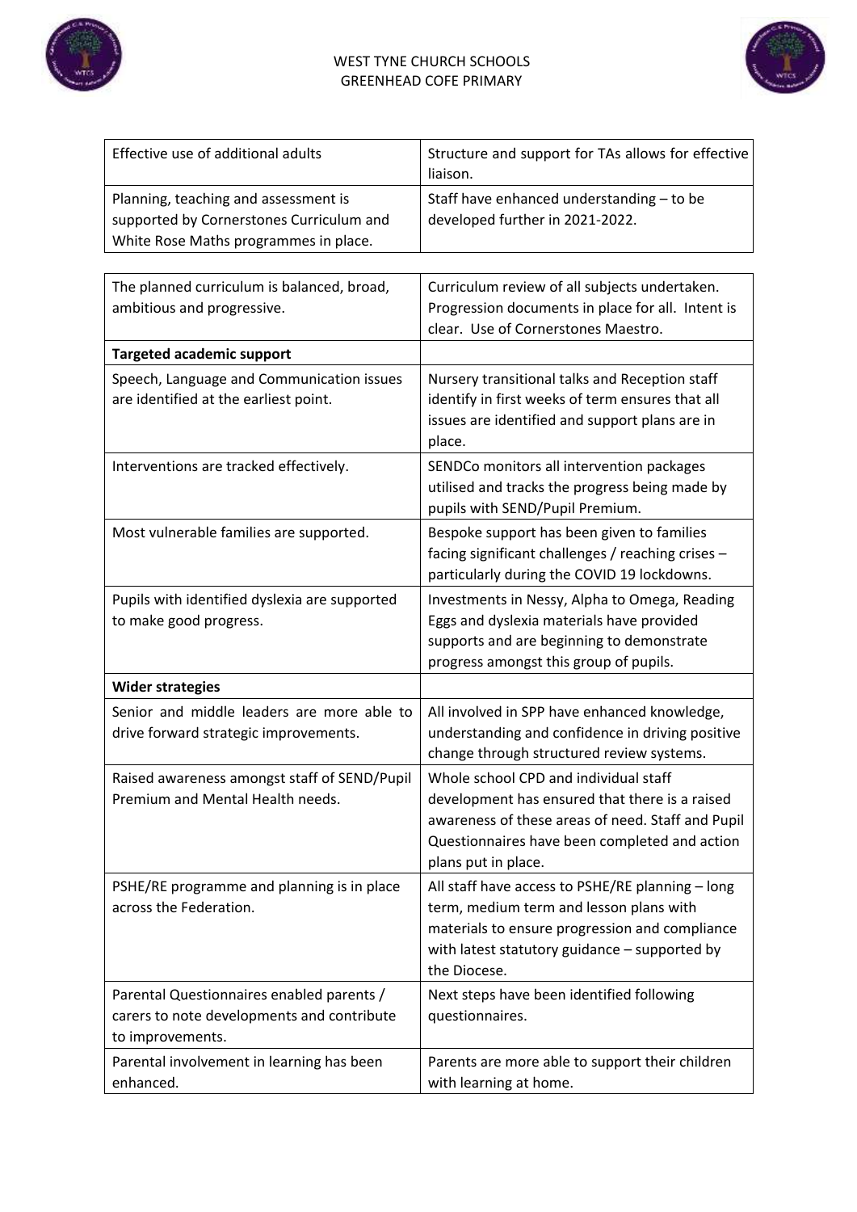| Effective use of additional adults | Structure and support for TAs allows for effective liaison. |
|---|---|
| Planning, teaching and assessment is supported by Cornerstones Curriculum and White Rose Maths programmes in place. | Staff have enhanced understanding – to be developed further in 2021-2022. |

| The planned curriculum is balanced, broad, ambitious and progressive. | Curriculum review of all subjects undertaken. Progression documents in place for all. Intent is clear. Use of Cornerstones Maestro. |
|---|---|
| **Targeted academic support** | |
| Speech, Language and Communication issues are identified at the earliest point. | Nursery transitional talks and Reception staff identify in first weeks of term ensures that all issues are identified and support plans are in place. |
| Interventions are tracked effectively. | SENDCo monitors all intervention packages utilised and tracks the progress being made by pupils with SEND/Pupil Premium. |
| Most vulnerable families are supported. | Bespoke support has been given to families facing significant challenges / reaching crises – particularly during the COVID 19 lockdowns. |
| Pupils with identified dyslexia are supported to make good progress. | Investments in Nessy, Alpha to Omega, Reading Eggs and dyslexia materials have provided supports and are beginning to demonstrate progress amongst this group of pupils. |
| **Wider strategies** | |
| Senior and middle leaders are more able to drive forward strategic improvements. | All involved in SPP have enhanced knowledge, understanding and confidence in driving positive change through structured review systems. |
| Raised awareness amongst staff of SEND/Pupil Premium and Mental Health needs. | Whole school CPD and individual staff development has ensured that there is a raised awareness of these areas of need. Staff and Pupil Questionnaires have been completed and action plans put in place. |
| PSHE/RE programme and planning is in place across the Federation. | All staff have access to PSHE/RE planning – long term, medium term and lesson plans with materials to ensure progression and compliance with latest statutory guidance – supported by the Diocese. |
| Parental Questionnaires enabled parents / carers to note developments and contribute to improvements. | Next steps have been identified following questionnaires. |
| Parental involvement in learning has been enhanced. | Parents are more able to support their children with learning at home. |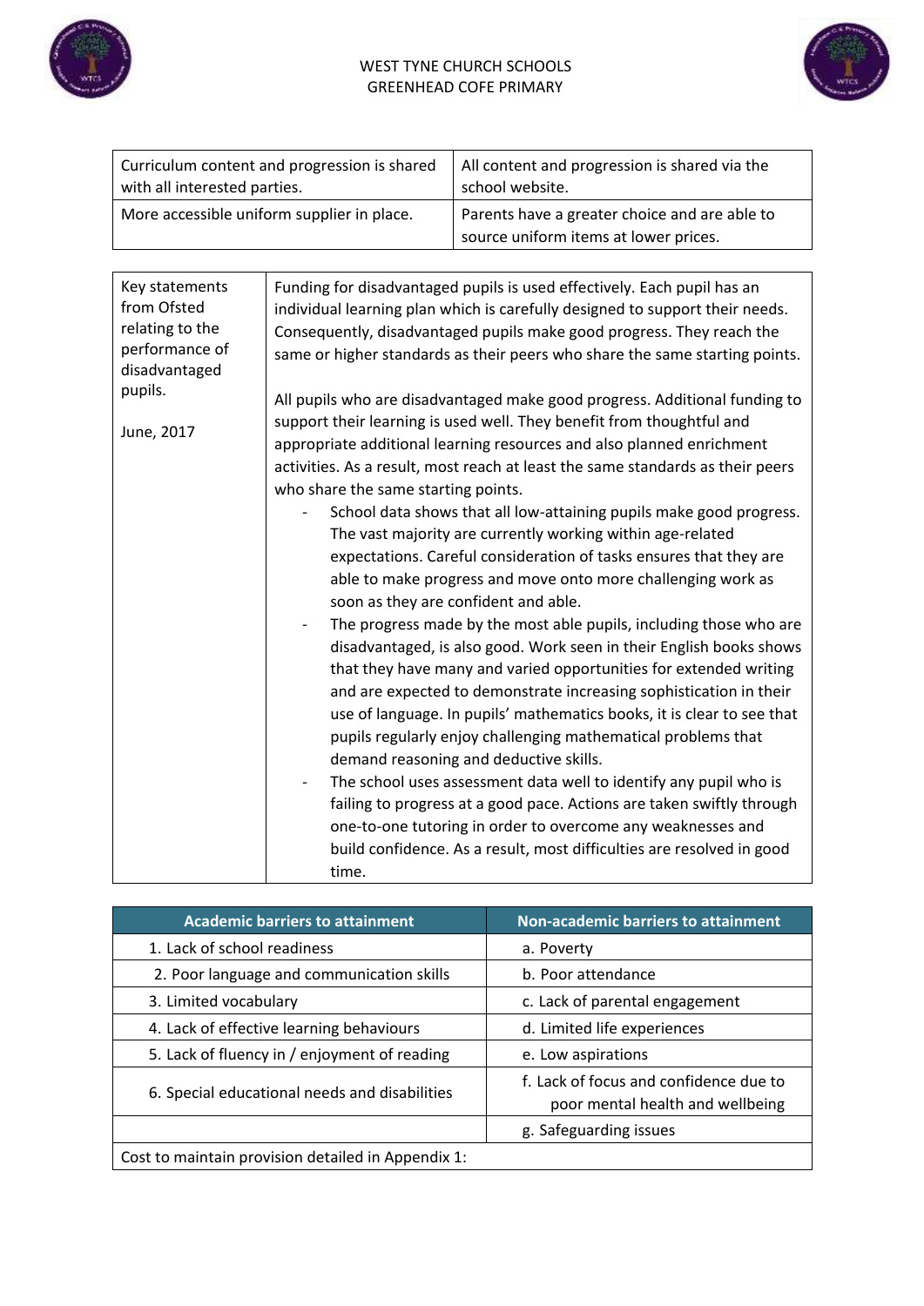| Curriculum content and progression is shared with all interested parties. | All content and progression is shared via the school website. |
| --- | --- |
| More accessible uniform supplier in place. | Parents have a greater choice and are able to source uniform items at lower prices. |

| Key statements from Ofsted relating to the performance of disadvantaged pupils.<br><br>June, 2017 | Funding for disadvantaged pupils is used effectively. Each pupil has an individual learning plan which is carefully designed to support their needs. Consequently, disadvantaged pupils make good progress. They reach the same or higher standards as their peers who share the same starting points.<br><br>All pupils who are disadvantaged make good progress. Additional funding to support their learning is used well. They benefit from thoughtful and appropriate additional learning resources and also planned enrichment activities. As a result, most reach at least the same standards as their peers who share the same starting points.<br>- School data shows that all low-attaining pupils make good progress. The vast majority are currently working within age-related expectations. Careful consideration of tasks ensures that they are able to make progress and move onto more challenging work as soon as they are confident and able.<br>- The progress made by the most able pupils, including those who are disadvantaged, is also good. Work seen in their English books shows that they have many and varied opportunities for extended writing and are expected to demonstrate increasing sophistication in their use of language. In pupils' mathematics books, it is clear to see that pupils regularly enjoy challenging mathematical problems that demand reasoning and deductive skills.<br>- The school uses assessment data well to identify any pupil who is failing to progress at a good pace. Actions are taken swiftly through one-to-one tutoring in order to overcome any weaknesses and build confidence. As a result, most difficulties are resolved in good time. |
| --- | --- |

| Academic barriers to attainment | Non-academic barriers to attainment |
| --- | --- |
| 1. Lack of school readiness | a. Poverty |
| 2. Poor language and communication skills | b. Poor attendance |
| 3. Limited vocabulary | c. Lack of parental engagement |
| 4. Lack of effective learning behaviours | d. Limited life experiences |
| 5. Lack of fluency in / enjoyment of reading | e. Low aspirations |
| 6. Special educational needs and disabilities | f. Lack of focus and confidence due to poor mental health and wellbeing |
| | g. Safeguarding issues |
| Cost to maintain provision detailed in Appendix 1: | |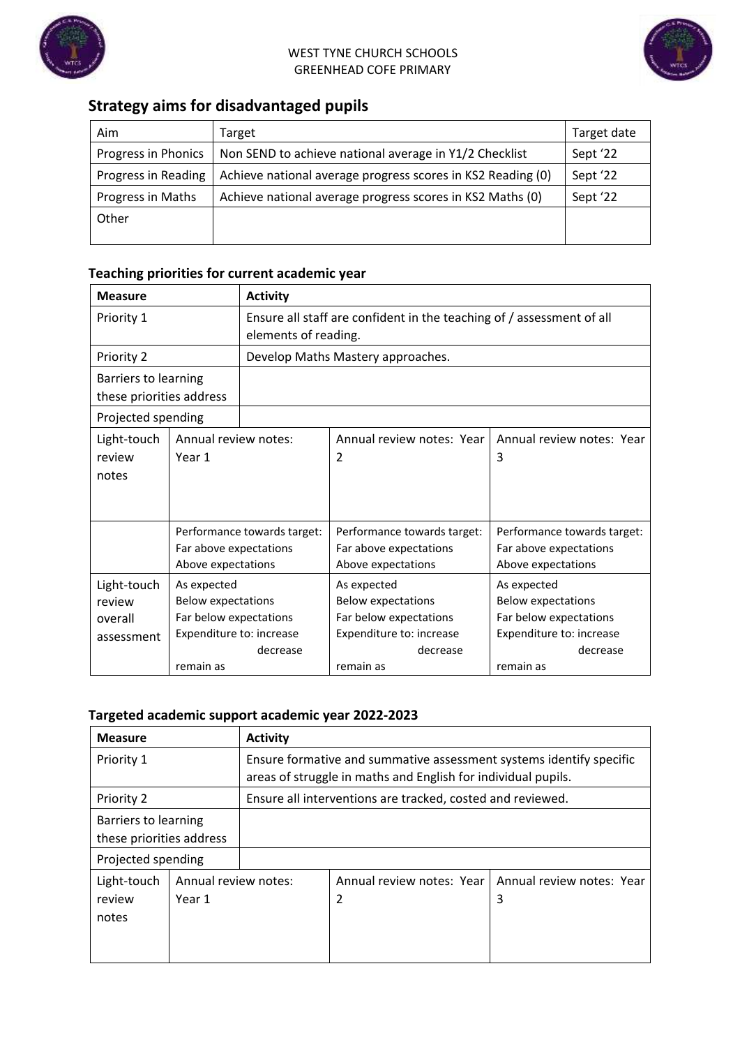## Strategy aims for disadvantaged pupils

| Aim | Target | Target date |
| --- | --- | --- |
| Progress in Phonics | Non SEND to achieve national average in Y1/2 Checklist | Sept '22 |
| Progress in Reading | Achieve national average progress scores in KS2 Reading (0) | Sept '22 |
| Progress in Maths | Achieve national average progress scores in KS2 Maths (0) | Sept '22 |
| Other | | |

### Teaching priorities for current academic year

| Measure | Activity | | |
| --- | --- | --- | --- |
| Priority 1 | Ensure all staff are confident in the teaching of / assessment of all elements of reading. | | |
| Priority 2 | Develop Maths Mastery approaches. | | |
| Barriers to learning these priorities address | | | |
| Projected spending | | | |
| Light-touch review notes | Annual review notes: Year 1 | Annual review notes: Year 2 | Annual review notes: Year 3 |
| Light-touch review overall assessment | Performance towards target: Far above expectations Above expectations As expected Below expectations Far below expectations Expenditure to: increase decrease remain as | Performance towards target: Far above expectations Above expectations As expected Below expectations Far below expectations Expenditure to: increase decrease remain as | Performance towards target: Far above expectations Above expectations As expected Below expectations Far below expectations Expenditure to: increase decrease remain as |

### Targeted academic support academic year 2022-2023

| Measure | Activity | | |
| --- | --- | --- | --- |
| Priority 1 | Ensure formative and summative assessment systems identify specific areas of struggle in maths and English for individual pupils. | | |
| Priority 2 | Ensure all interventions are tracked, costed and reviewed. | | |
| Barriers to learning these priorities address | | | |
| Projected spending | | | |
| Light-touch review notes | Annual review notes: Year 1 | Annual review notes: Year 2 | Annual review notes: Year 3 |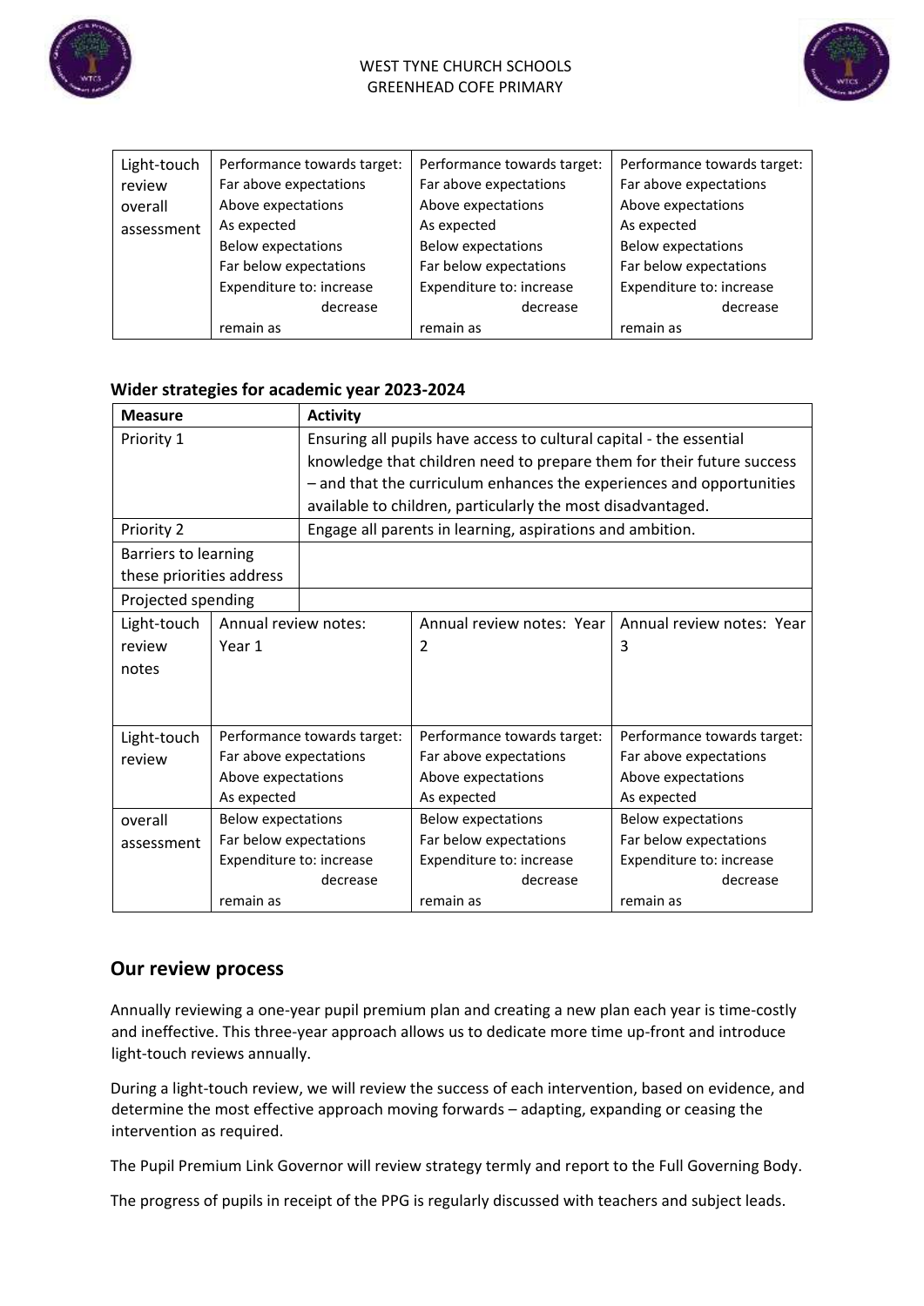| Light-touch review overall assessment | Performance towards target: Far above expectations Above expectations As expected Below expectations Far below expectations Expenditure to: increase decrease remain as | Performance towards target: Far above expectations Above expectations As expected Below expectations Far below expectations Expenditure to: increase decrease remain as | Performance towards target: Far above expectations Above expectations As expected Below expectations Far below expectations Expenditure to: increase decrease remain as |
|---|---|---|---|

**Wider strategies for academic year 2023-2024**

| Measure | Activity | | |
|---|---|---|---|
| Priority 1 | Ensuring all pupils have access to cultural capital - the essential knowledge that children need to prepare them for their future success – and that the curriculum enhances the experiences and opportunities available to children, particularly the most disadvantaged. | | |
| Priority 2 | Engage all parents in learning, aspirations and ambition. | | |
| Barriers to learning these priorities address | | | |
| Projected spending | | | |
| Light-touch review notes | Annual review notes: Year 1 | Annual review notes: Year 2 | Annual review notes: Year 3 |
| Light-touch review | Performance towards target: Far above expectations Above expectations As expected | Performance towards target: Far above expectations Above expectations As expected | Performance towards target: Far above expectations Above expectations As expected |
| overall assessment | Below expectations Far below expectations Expenditure to: increase decrease remain as | Below expectations Far below expectations Expenditure to: increase decrease remain as | Below expectations Far below expectations Expenditure to: increase decrease remain as |

## Our review process

Annually reviewing a one-year pupil premium plan and creating a new plan each year is time-costly and ineffective. This three-year approach allows us to dedicate more time up-front and introduce light-touch reviews annually.

During a light-touch review, we will review the success of each intervention, based on evidence, and determine the most effective approach moving forwards – adapting, expanding or ceasing the intervention as required.

The Pupil Premium Link Governor will review strategy termly and report to the Full Governing Body.

The progress of pupils in receipt of the PPG is regularly discussed with teachers and subject leads.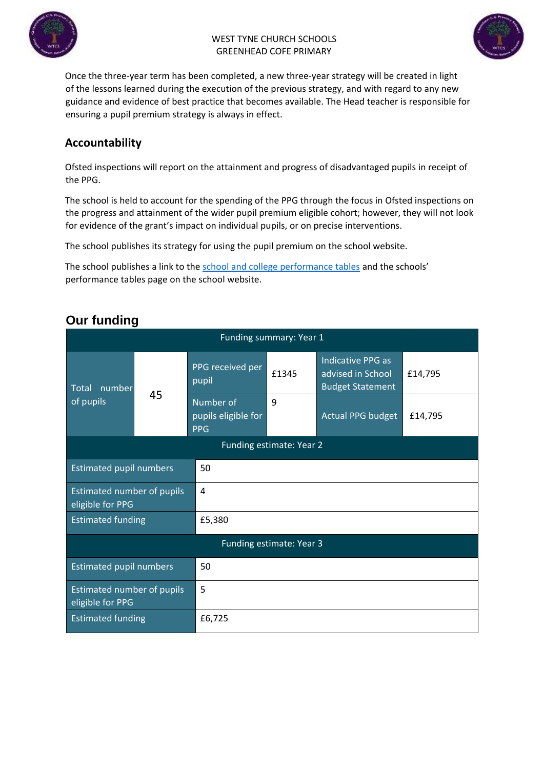Once the three-year term has been completed, a new three-year strategy will be created in light of the lessons learned during the execution of the previous strategy, and with regard to any new guidance and evidence of best practice that becomes available. The Head teacher is responsible for ensuring a pupil premium strategy is always in effect.

## Accountability

Ofsted inspections will report on the attainment and progress of disadvantaged pupils in receipt of the PPG.

The school is held to account for the spending of the PPG through the focus in Ofsted inspections on the progress and attainment of the wider pupil premium eligible cohort; however, they will not look for evidence of the grant's impact on individual pupils, or on precise interventions.

The school publishes its strategy for using the pupil premium on the school website.

The school publishes a link to the school and college performance tables and the schools' performance tables page on the school website.

## Our funding

| Funding summary: Year 1 | | | | | |
|---|---|---|---|---|---|
| Total number of pupils | 45 | PPG received per pupil | £1345 | Indicative PPG as advised in School Budget Statement | £14,795 |
| | | Number of pupils eligible for PPG | 9 | Actual PPG budget | £14,795 |

| Funding estimate: Year 2 | |
|---|---|
| Estimated pupil numbers | 50 |
| Estimated number of pupils eligible for PPG | 4 |
| Estimated funding | £5,380 |

| Funding estimate: Year 3 | |
|---|---|
| Estimated pupil numbers | 50 |
| Estimated number of pupils eligible for PPG | 5 |
| Estimated funding | £6,725 |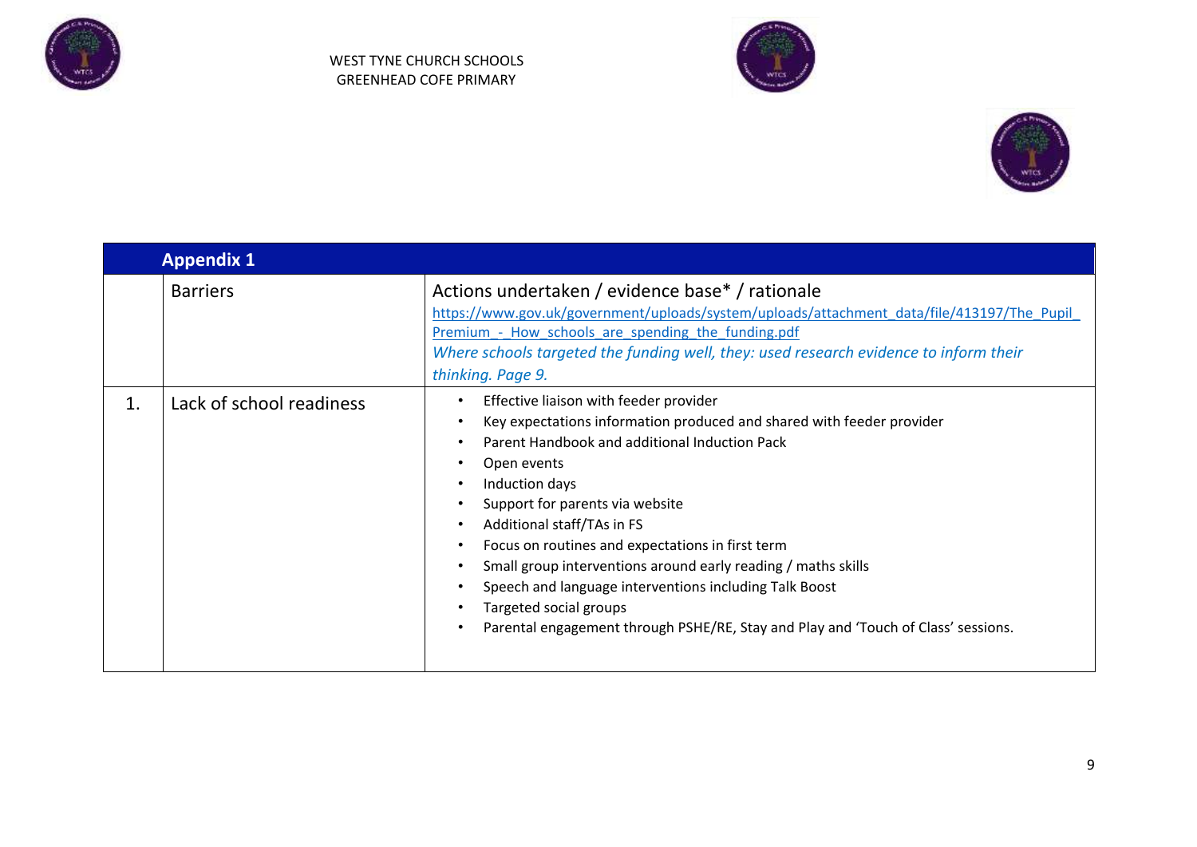WEST TYNE CHURCH SCHOOLS
GREENHEAD COFE PRIMARY

| Appendix 1 | | |
|---|---|---|
| | Barriers | Actions undertaken / evidence base* / rationale<br>https://www.gov.uk/government/uploads/system/uploads/attachment_data/file/413197/The_Pupil_Premium_-_How_schools_are_spending_the_funding.pdf<br>*Where schools targeted the funding well, they: used research evidence to inform their thinking. Page 9.* |
| 1. | Lack of school readiness | • Effective liaison with feeder provider<br>• Key expectations information produced and shared with feeder provider<br>• Parent Handbook and additional Induction Pack<br>• Open events<br>• Induction days<br>• Support for parents via website<br>• Additional staff/TAs in FS<br>• Focus on routines and expectations in first term<br>• Small group interventions around early reading / maths skills<br>• Speech and language interventions including Talk Boost<br>• Targeted social groups<br>• Parental engagement through PSHE/RE, Stay and Play and 'Touch of Class' sessions. |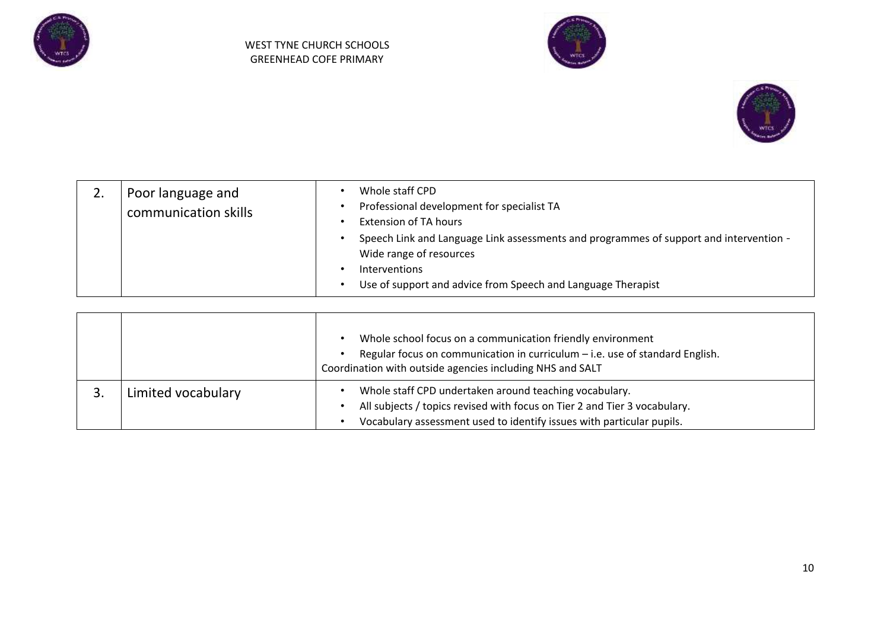| | | |
|---|---|---|
| 2. | Poor language and communication skills | • Whole staff CPD<br>• Professional development for specialist TA<br>• Extension of TA hours<br>• Speech Link and Language Link assessments and programmes of support and intervention - Wide range of resources<br>• Interventions<br>• Use of support and advice from Speech and Language Therapist<br>• Whole school focus on a communication friendly environment<br>• Regular focus on communication in curriculum – i.e. use of standard English.<br>Coordination with outside agencies including NHS and SALT |
| 3. | Limited vocabulary | • Whole staff CPD undertaken around teaching vocabulary.<br>• All subjects / topics revised with focus on Tier 2 and Tier 3 vocabulary.<br>• Vocabulary assessment used to identify issues with particular pupils. |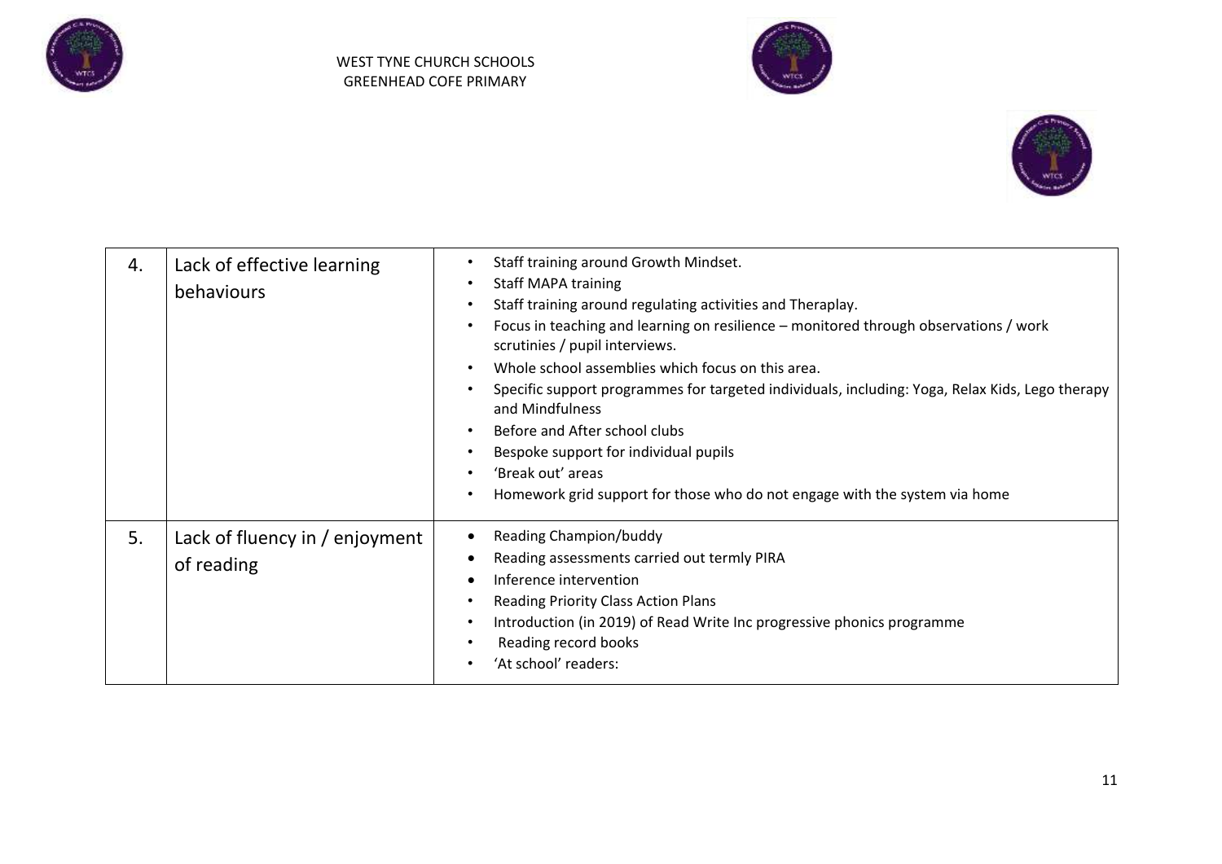| 4. | Lack of effective learning behaviours | • Staff training around Growth Mindset.<br>• Staff MAPA training<br>• Staff training around regulating activities and Theraplay.<br>• Focus in teaching and learning on resilience – monitored through observations / work scrutinies / pupil interviews.<br>• Whole school assemblies which focus on this area.<br>• Specific support programmes for targeted individuals, including: Yoga, Relax Kids, Lego therapy and Mindfulness<br>• Before and After school clubs<br>• Bespoke support for individual pupils<br>• 'Break out' areas<br>• Homework grid support for those who do not engage with the system via home |
|---|---|---|
| 5. | Lack of fluency in / enjoyment of reading | • Reading Champion/buddy<br>• Reading assessments carried out termly PIRA<br>• Inference intervention<br>• Reading Priority Class Action Plans<br>• Introduction (in 2019) of Read Write Inc progressive phonics programme<br>• Reading record books<br>• 'At school' readers: |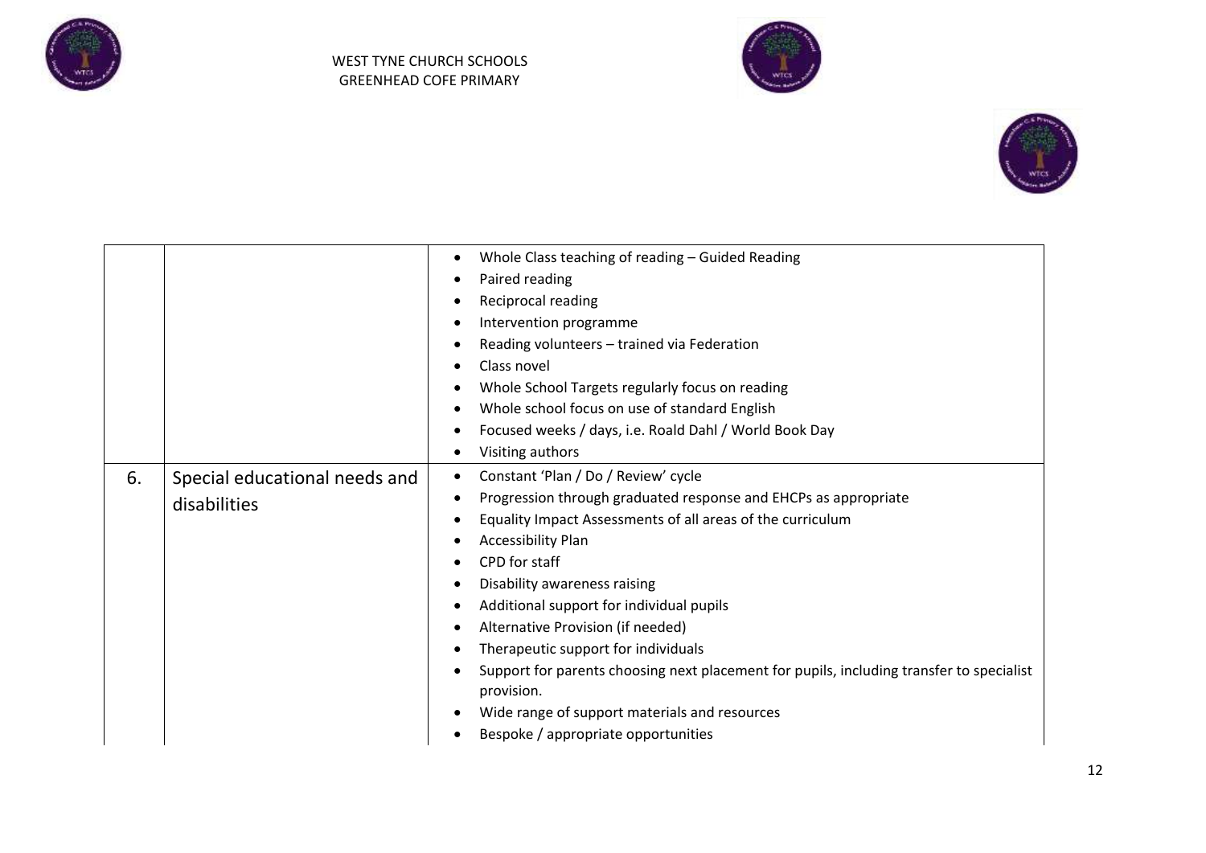| | | |
|---|---|---|
| | | • Whole Class teaching of reading – Guided Reading<br>• Paired reading<br>• Reciprocal reading<br>• Intervention programme<br>• Reading volunteers – trained via Federation<br>• Class novel<br>• Whole School Targets regularly focus on reading<br>• Whole school focus on use of standard English<br>• Focused weeks / days, i.e. Roald Dahl / World Book Day<br>• Visiting authors |
| 6. | Special educational needs and disabilities | • Constant 'Plan / Do / Review' cycle<br>• Progression through graduated response and EHCPs as appropriate<br>• Equality Impact Assessments of all areas of the curriculum<br>• Accessibility Plan<br>• CPD for staff<br>• Disability awareness raising<br>• Additional support for individual pupils<br>• Alternative Provision (if needed)<br>• Therapeutic support for individuals<br>• Support for parents choosing next placement for pupils, including transfer to specialist provision.<br>• Wide range of support materials and resources<br>• Bespoke / appropriate opportunities |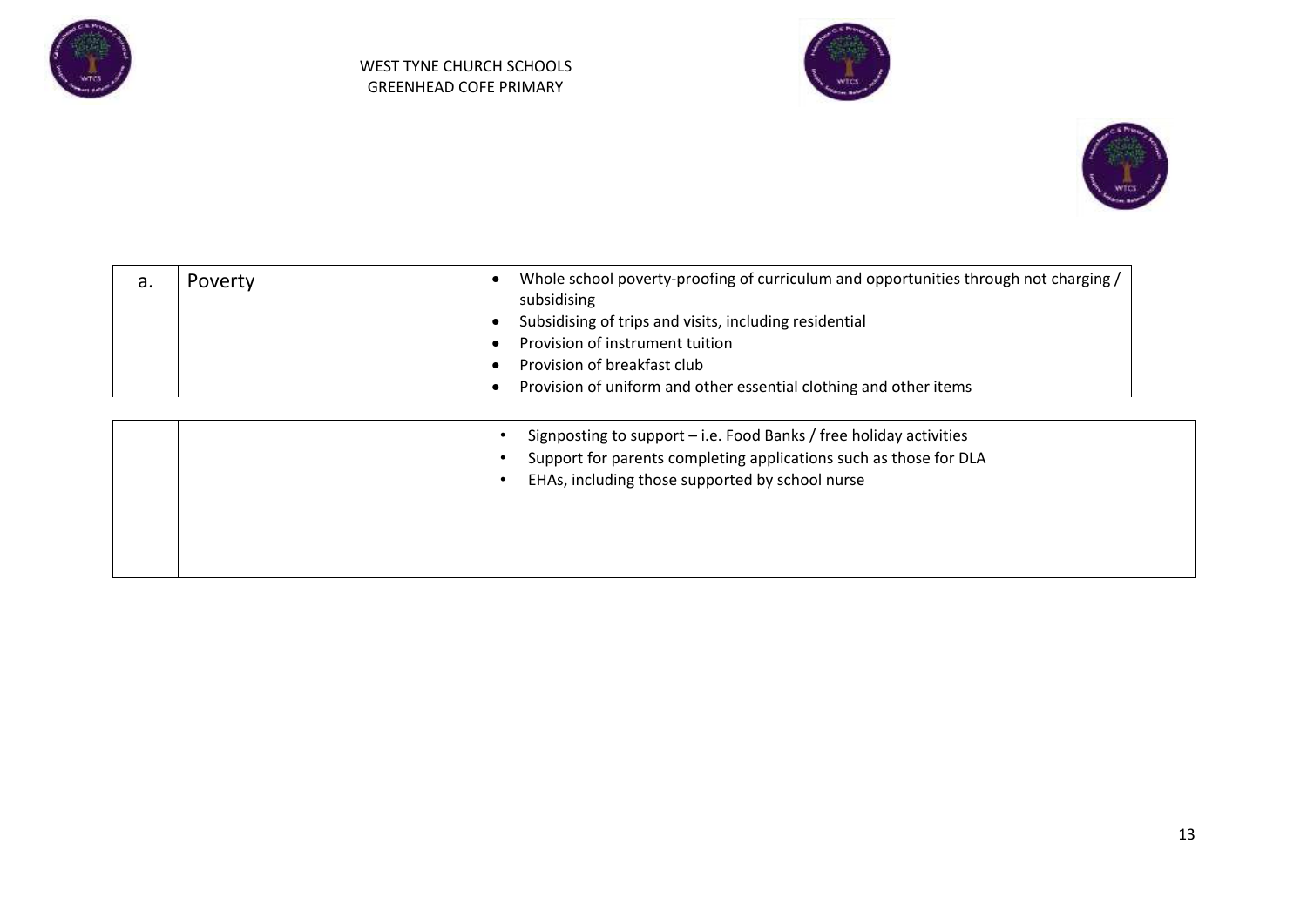| a. | Poverty | <ul><li>Whole school poverty-proofing of curriculum and opportunities through not charging / subsidising</li><li>Subsidising of trips and visits, including residential</li><li>Provision of instrument tuition</li><li>Provision of breakfast club</li><li>Provision of uniform and other essential clothing and other items</li><li>Signposting to support – i.e. Food Banks / free holiday activities</li><li>Support for parents completing applications such as those for DLA</li><li>EHAs, including those supported by school nurse</li></ul> |
|---|---|---|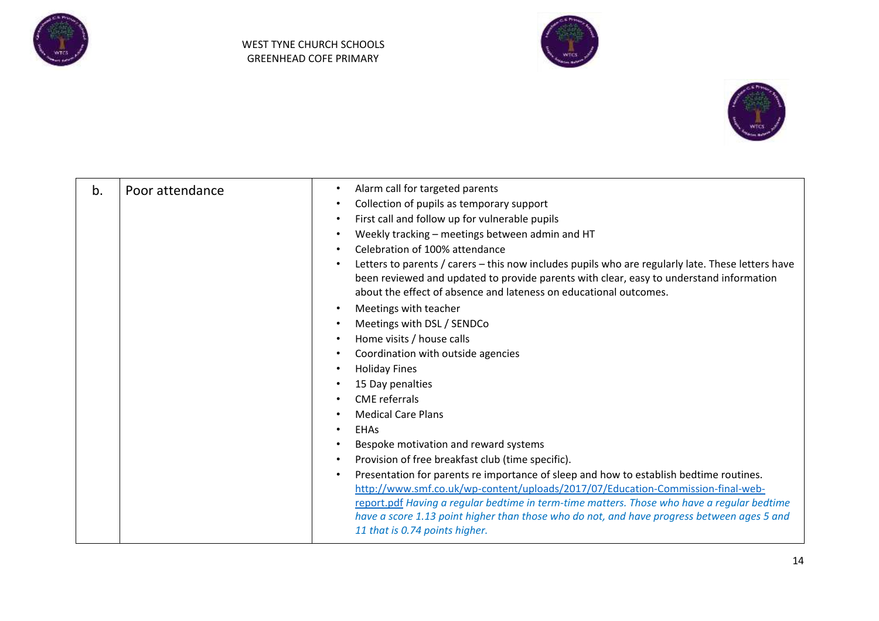| b. | Poor attendance | • Alarm call for targeted parents<br>• Collection of pupils as temporary support<br>• First call and follow up for vulnerable pupils<br>• Weekly tracking – meetings between admin and HT<br>• Celebration of 100% attendance<br>• Letters to parents / carers – this now includes pupils who are regularly late. These letters have been reviewed and updated to provide parents with clear, easy to understand information about the effect of absence and lateness on educational outcomes.<br>• Meetings with teacher<br>• Meetings with DSL / SENDCo<br>• Home visits / house calls<br>• Coordination with outside agencies<br>• Holiday Fines<br>• 15 Day penalties<br>• CME referrals<br>• Medical Care Plans<br>• EHAs<br>• Bespoke motivation and reward systems<br>• Provision of free breakfast club (time specific).<br>• Presentation for parents re importance of sleep and how to establish bedtime routines. http://www.smf.co.uk/wp-content/uploads/2017/07/Education-Commission-final-web-report.pdf *Having a regular bedtime in term-time matters. Those who have a regular bedtime have a score 1.13 point higher than those who do not, and have progress between ages 5 and 11 that is 0.74 points higher.* |
|---|---|---|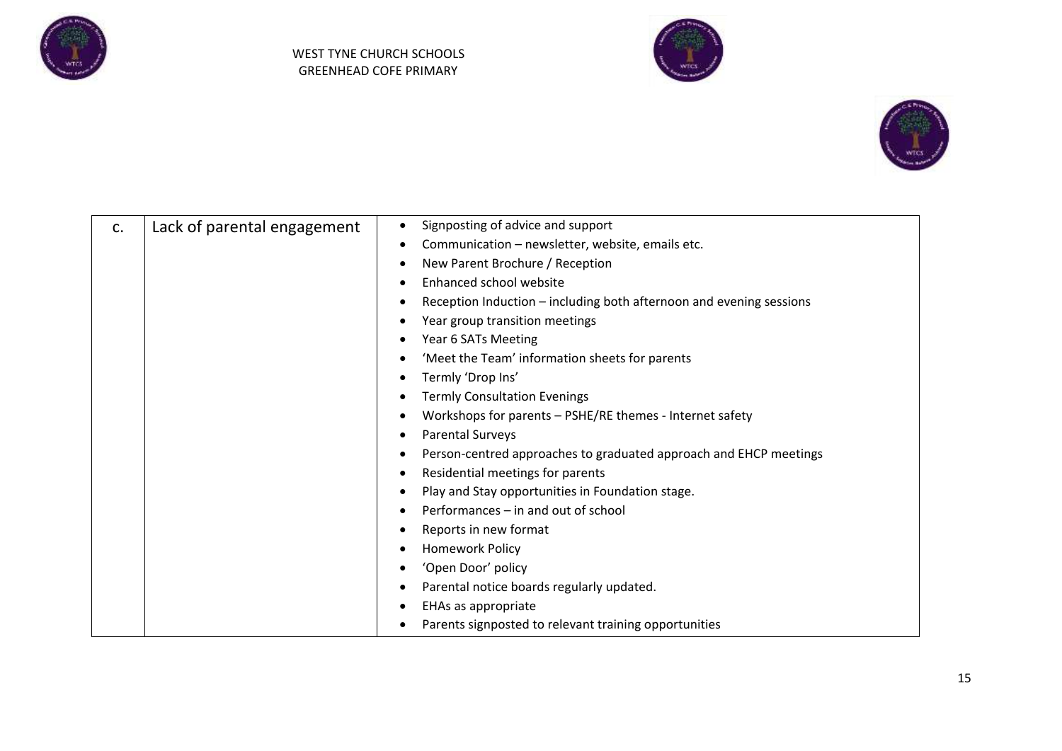| c. | Lack of parental engagement | • Signposting of advice and support<br>• Communication – newsletter, website, emails etc.<br>• New Parent Brochure / Reception<br>• Enhanced school website<br>• Reception Induction – including both afternoon and evening sessions<br>• Year group transition meetings<br>• Year 6 SATs Meeting<br>• 'Meet the Team' information sheets for parents<br>• Termly 'Drop Ins'<br>• Termly Consultation Evenings<br>• Workshops for parents – PSHE/RE themes - Internet safety<br>• Parental Surveys<br>• Person-centred approaches to graduated approach and EHCP meetings<br>• Residential meetings for parents<br>• Play and Stay opportunities in Foundation stage.<br>• Performances – in and out of school<br>• Reports in new format<br>• Homework Policy<br>• 'Open Door' policy<br>• Parental notice boards regularly updated.<br>• EHAs as appropriate<br>• Parents signposted to relevant training opportunities |
|---|---|---|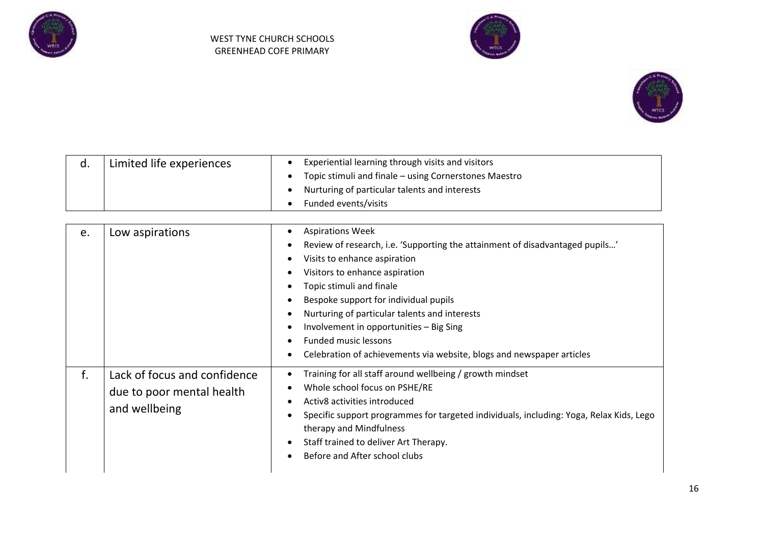| d. | Limited life experiences | • Experiential learning through visits and visitors<br>• Topic stimuli and finale – using Cornerstones Maestro<br>• Nurturing of particular talents and interests<br>• Funded events/visits |
|---|---|---|

| e. | Low aspirations | • Aspirations Week<br>• Review of research, i.e. 'Supporting the attainment of disadvantaged pupils…'<br>• Visits to enhance aspiration<br>• Visitors to enhance aspiration<br>• Topic stimuli and finale<br>• Bespoke support for individual pupils<br>• Nurturing of particular talents and interests<br>• Involvement in opportunities – Big Sing<br>• Funded music lessons<br>• Celebration of achievements via website, blogs and newspaper articles |
|---|---|---|
| f. | Lack of focus and confidence due to poor mental health and wellbeing | • Training for all staff around wellbeing / growth mindset<br>• Whole school focus on PSHE/RE<br>• Activ8 activities introduced<br>• Specific support programmes for targeted individuals, including: Yoga, Relax Kids, Lego therapy and Mindfulness<br>• Staff trained to deliver Art Therapy.<br>• Before and After school clubs |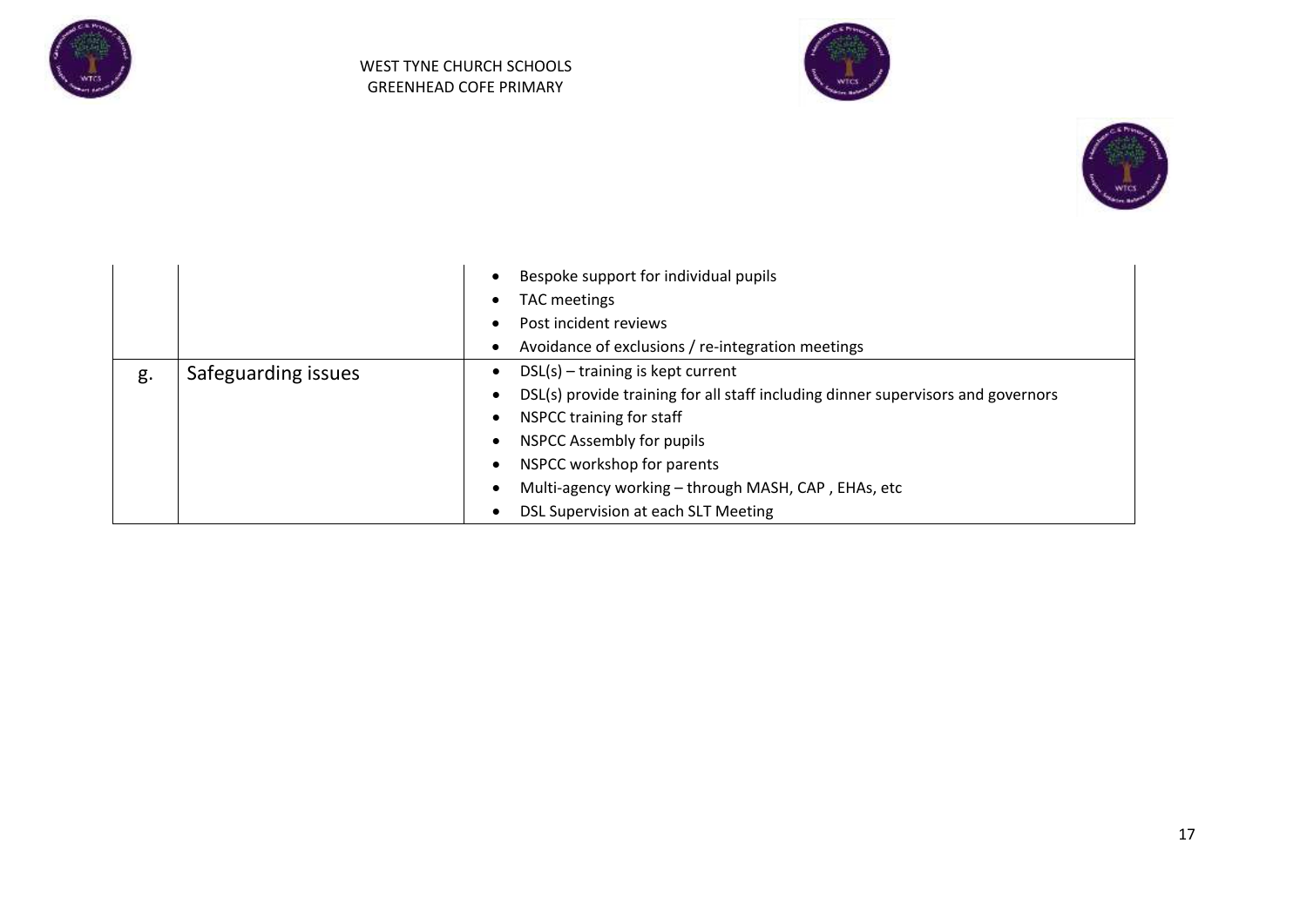| | | |
|---|---|---|
| | | • Bespoke support for individual pupils<br>• TAC meetings<br>• Post incident reviews<br>• Avoidance of exclusions / re-integration meetings |
| g. | Safeguarding issues | • DSL(s) – training is kept current<br>• DSL(s) provide training for all staff including dinner supervisors and governors<br>• NSPCC training for staff<br>• NSPCC Assembly for pupils<br>• NSPCC workshop for parents<br>• Multi-agency working – through MASH, CAP , EHAs, etc<br>• DSL Supervision at each SLT Meeting |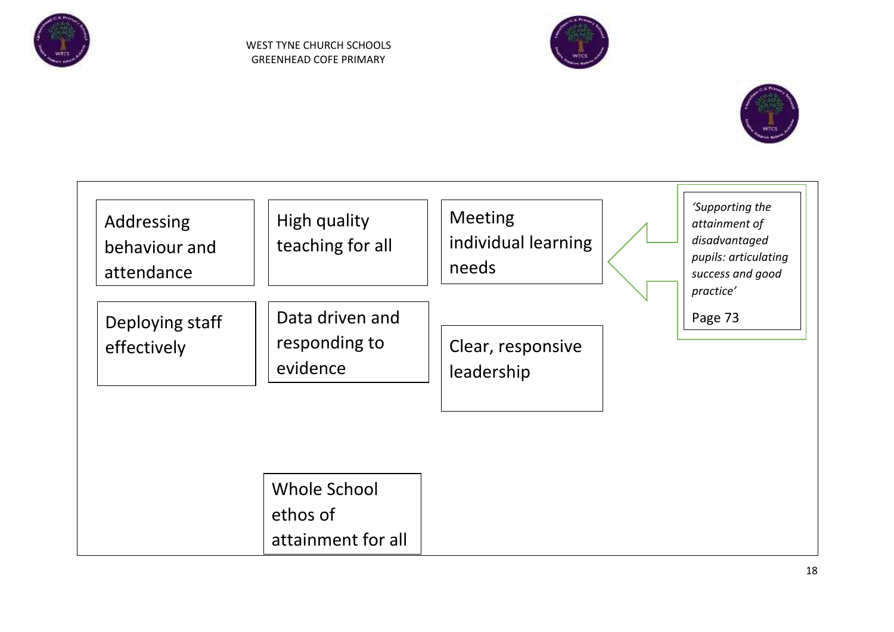WEST TYNE CHURCH SCHOOLS
GREENHEAD COFE PRIMARY

Addressing behaviour and attendance

High quality teaching for all

Meeting individual learning needs

*'Supporting the attainment of disadvantaged pupils: articulating success and good practice'*

Page 73

Deploying staff effectively

Data driven and responding to evidence

Clear, responsive leadership

Whole School ethos of attainment for all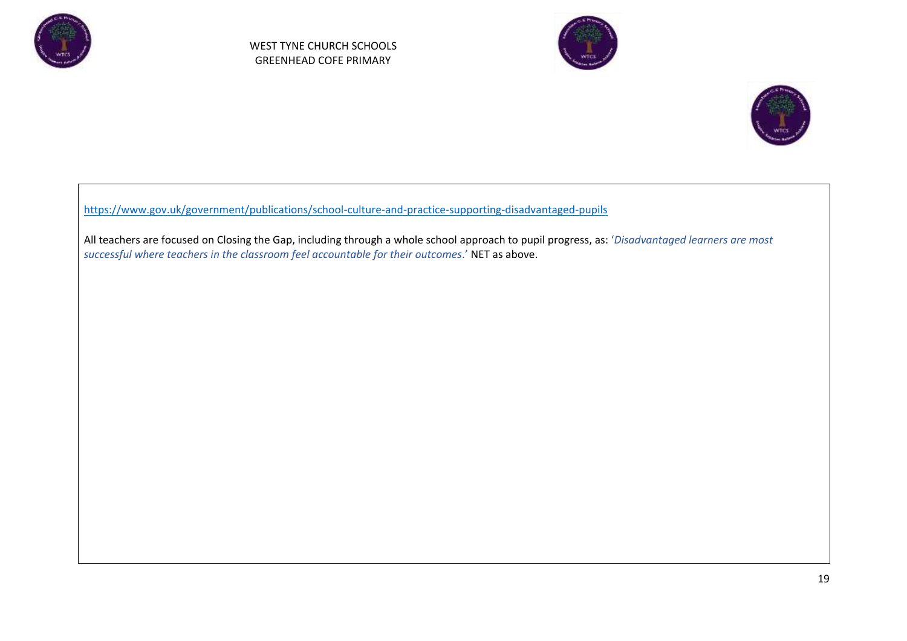https://www.gov.uk/government/publications/school-culture-and-practice-supporting-disadvantaged-pupils

All teachers are focused on Closing the Gap, including through a whole school approach to pupil progress, as: '*Disadvantaged learners are most successful where teachers in the classroom feel accountable for their outcomes*.' NET as above.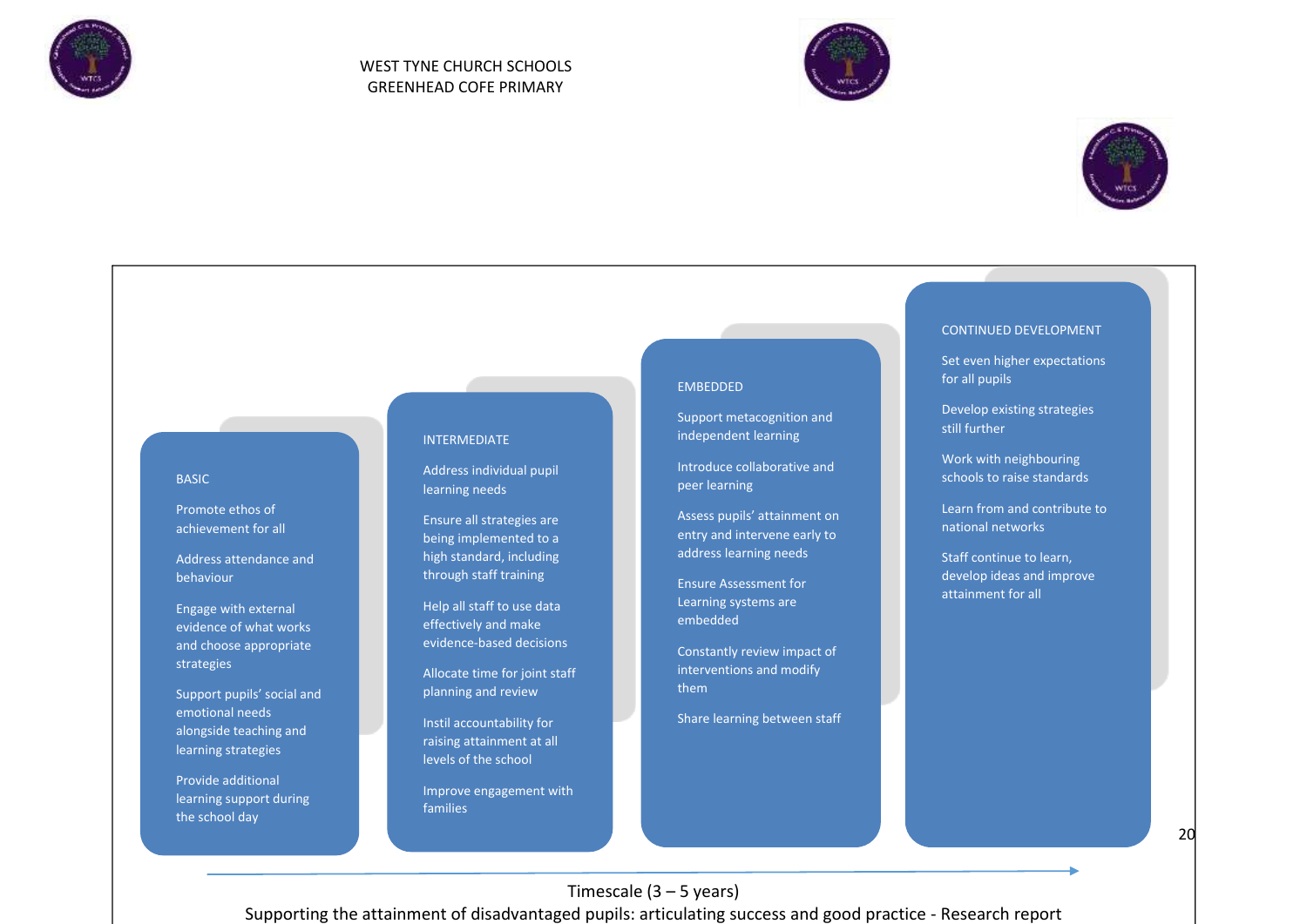WEST TYNE CHURCH SCHOOLS
GREENHEAD COFE PRIMARY

### BASIC

- Promote ethos of achievement for all
- Address attendance and behaviour
- Engage with external evidence of what works and choose appropriate strategies
- Support pupils' social and emotional needs alongside teaching and learning strategies
- Provide additional learning support during the school day

### INTERMEDIATE

- Address individual pupil learning needs
- Ensure all strategies are being implemented to a high standard, including through staff training
- Help all staff to use data effectively and make evidence-based decisions
- Allocate time for joint staff planning and review
- Instil accountability for raising attainment at all levels of the school
- Improve engagement with families

### EMBEDDED

- Support metacognition and independent learning
- Introduce collaborative and peer learning
- Assess pupils' attainment on entry and intervene early to address learning needs
- Ensure Assessment for Learning systems are embedded
- Constantly review impact of interventions and modify them
- Share learning between staff

### CONTINUED DEVELOPMENT

- Set even higher expectations for all pupils
- Develop existing strategies still further
- Work with neighbouring schools to raise standards
- Learn from and contribute to national networks
- Staff continue to learn, develop ideas and improve attainment for all

Timescale (3 – 5 years)

Supporting the attainment of disadvantaged pupils: articulating success and good practice - Research report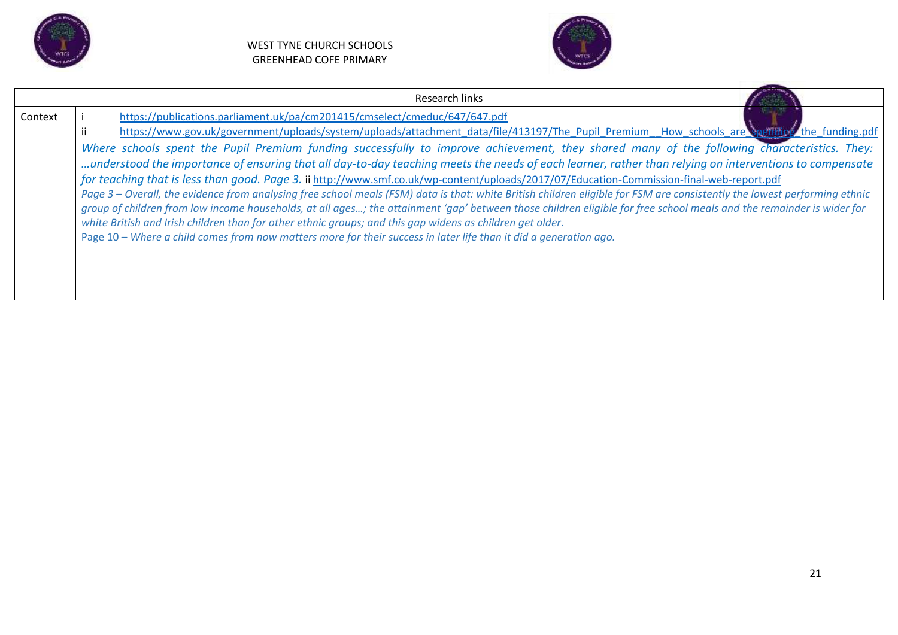| Research links | |
|---|---|
| Context | i https://publications.parliament.uk/pa/cm201415/cmselect/cmeduc/647/647.pdf<br>ii https://www.gov.uk/government/uploads/system/uploads/attachment_data/file/413197/The_Pupil_Premium__How_schools_are_spending_the_funding.pdf<br>*Where schools spent the Pupil Premium funding successfully to improve achievement, they shared many of the following characteristics. They: …understood the importance of ensuring that all day-to-day teaching meets the needs of each learner, rather than relying on interventions to compensate for teaching that is less than good. Page 3.* ii http://www.smf.co.uk/wp-content/uploads/2017/07/Education-Commission-final-web-report.pdf<br>*Page 3 – Overall, the evidence from analysing free school meals (FSM) data is that: white British children eligible for FSM are consistently the lowest performing ethnic group of children from low income households, at all ages…; the attainment 'gap' between those children eligible for free school meals and the remainder is wider for white British and Irish children than for other ethnic groups; and this gap widens as children get older.*<br>Page 10 – *Where a child comes from now matters more for their success in later life than it did a generation ago.* |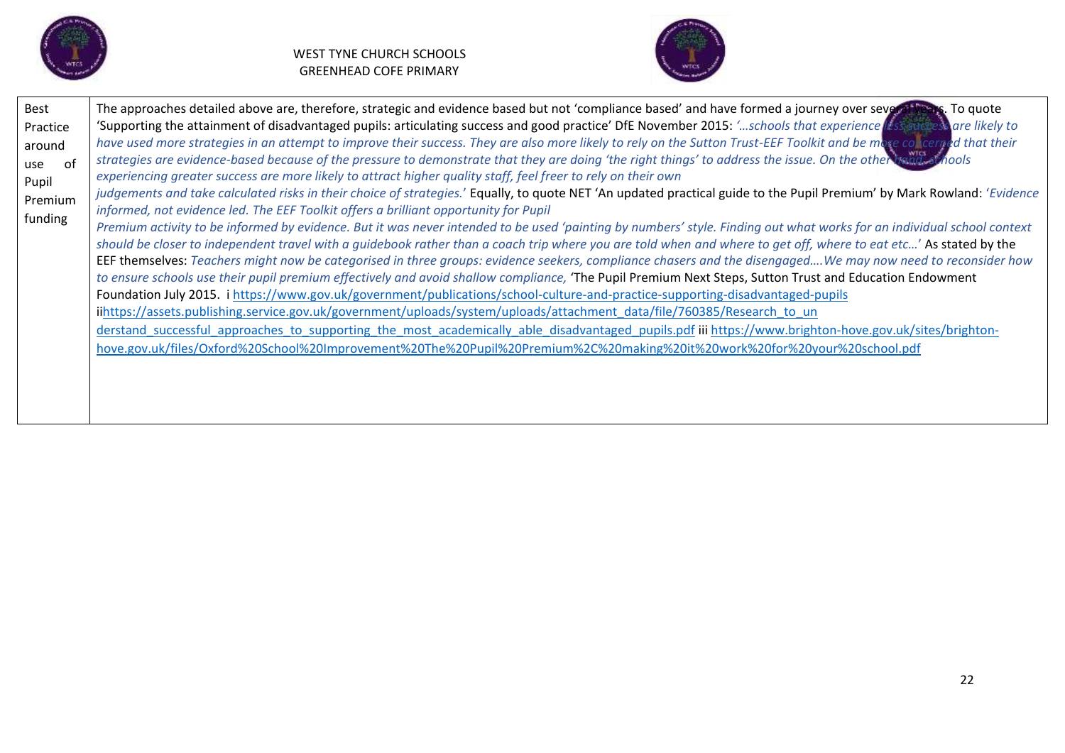| Best Practice around use of Pupil Premium funding | The approaches detailed above are, therefore, strategic and evidence based but not 'compliance based' and have formed a journey over several years. To quote 'Supporting the attainment of disadvantaged pupils: articulating success and good practice' DfE November 2015: *'…schools that experience less success are likely to have used more strategies in an attempt to improve their success. They are also more likely to rely on the Sutton Trust-EEF Toolkit and be more concerned that their strategies are evidence-based because of the pressure to demonstrate that they are doing 'the right things' to address the issue. On the other hand, schools experiencing greater success are more likely to attract higher quality staff, feel freer to rely on their own judgements and take calculated risks in their choice of strategies.'* Equally, to quote NET 'An updated practical guide to the Pupil Premium' by Mark Rowland: *'Evidence informed, not evidence led. The EEF Toolkit offers a brilliant opportunity for Pupil Premium activity to be informed by evidence. But it was never intended to be used 'painting by numbers' style. Finding out what works for an individual school context should be closer to independent travel with a guidebook rather than a coach trip where you are told when and where to get off, where to eat etc…'* As stated by the EEF themselves: *Teachers might now be categorised in three groups: evidence seekers, compliance chasers and the disengaged….We may now need to reconsider how to ensure schools use their pupil premium effectively and avoid shallow compliance,* 'The Pupil Premium Next Steps, Sutton Trust and Education Endowment Foundation July 2015. i https://www.gov.uk/government/publications/school-culture-and-practice-supporting-disadvantaged-pupils iihttps://assets.publishing.service.gov.uk/government/uploads/system/uploads/attachment_data/file/760385/Research_to_understand_successful_approaches_to_supporting_the_most_academically_able_disadvantaged_pupils.pdf iii https://www.brighton-hove.gov.uk/sites/brighton-hove.gov.uk/files/Oxford%20School%20Improvement%20The%20Pupil%20Premium%2C%20making%20it%20work%20for%20your%20school.pdf |
|---|---|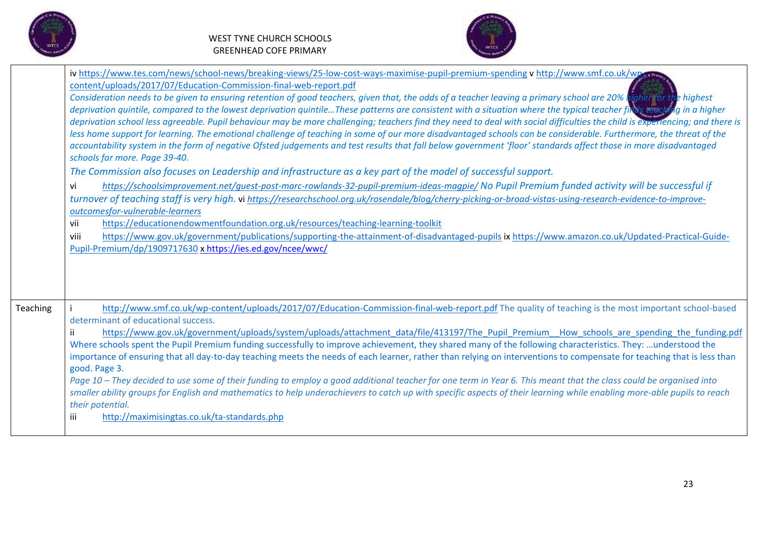|  |  |
|---|---|
|  | iv https://www.tes.com/news/school-news/breaking-views/25-low-cost-ways-maximise-pupil-premium-spending v http://www.smf.co.uk/wp-content/uploads/2017/07/Education-Commission-final-web-report.pdf<br>*Consideration needs to be given to ensuring retention of good teachers, given that, the odds of a teacher leaving a primary school are 20% higher for the highest deprivation quintile, compared to the lowest deprivation quintile…These patterns are consistent with a situation where the typical teacher finds teaching in a higher deprivation school less agreeable. Pupil behaviour may be more challenging; teachers find they need to deal with social difficulties the child is experiencing; and there is less home support for learning. The emotional challenge of teaching in some of our more disadvantaged schools can be considerable. Furthermore, the threat of the accountability system in the form of negative Ofsted judgements and test results that fall below government 'floor' standards affect those in more disadvantaged schools far more. Page 39-40.*<br>*The Commission also focuses on Leadership and infrastructure as a key part of the model of successful support.*<br>vi *https://schoolsimprovement.net/guest-post-marc-rowlands-32-pupil-premium-ideas-magpie/ No Pupil Premium funded activity will be successful if turnover of teaching staff is very high.* vi *https://researchschool.org.uk/rosendale/blog/cherry-picking-or-broad-vistas-using-research-evidence-to-improve-outcomesfor-vulnerable-learners*<br>vii https://educationendowmentfoundation.org.uk/resources/teaching-learning-toolkit<br>viii https://www.gov.uk/government/publications/supporting-the-attainment-of-disadvantaged-pupils ix https://www.amazon.co.uk/Updated-Practical-Guide-Pupil-Premium/dp/1909717630 x https://ies.ed.gov/ncee/wwc/ |
| Teaching | i http://www.smf.co.uk/wp-content/uploads/2017/07/Education-Commission-final-web-report.pdf The quality of teaching is the most important school-based determinant of educational success.<br>ii https://www.gov.uk/government/uploads/system/uploads/attachment_data/file/413197/The_Pupil_Premium__How_schools_are_spending_the_funding.pdf Where schools spent the Pupil Premium funding successfully to improve achievement, they shared many of the following characteristics. They: …understood the importance of ensuring that all day-to-day teaching meets the needs of each learner, rather than relying on interventions to compensate for teaching that is less than good. Page 3.<br>*Page 10 – They decided to use some of their funding to employ a good additional teacher for one term in Year 6. This meant that the class could be organised into smaller ability groups for English and mathematics to help underachievers to catch up with specific aspects of their learning while enabling more-able pupils to reach their potential.*<br>iii http://maximisingtas.co.uk/ta-standards.php |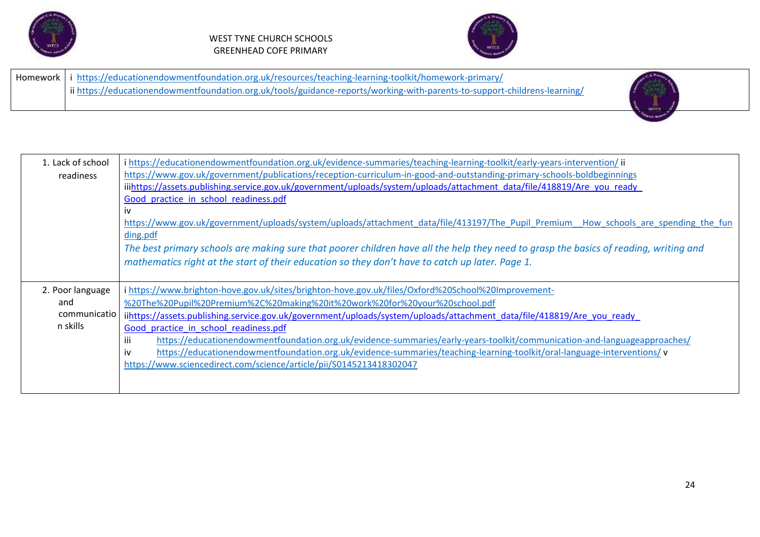| Homework | i https://educationendowmentfoundation.org.uk/resources/teaching-learning-toolkit/homework-primary/ <br> ii https://educationendowmentfoundation.org.uk/tools/guidance-reports/working-with-parents-to-support-childrens-learning/ |
|---|---|

| 1. Lack of school readiness | i https://educationendowmentfoundation.org.uk/evidence-summaries/teaching-learning-toolkit/early-years-intervention/ ii https://www.gov.uk/government/publications/reception-curriculum-in-good-and-outstanding-primary-schools-boldbeginnings <br> iiihttps://assets.publishing.service.gov.uk/government/uploads/system/uploads/attachment_data/file/418819/Are_you_ready_Good_practice_in_school_readiness.pdf <br> iv <br> https://www.gov.uk/government/uploads/system/uploads/attachment_data/file/413197/The_Pupil_Premium__How_schools_are_spending_the_funding.pdf <br> *The best primary schools are making sure that poorer children have all the help they need to grasp the basics of reading, writing and mathematics right at the start of their education so they don't have to catch up later. Page 1.* |
|---|---|
| 2. Poor language and communication skills | i https://www.brighton-hove.gov.uk/sites/brighton-hove.gov.uk/files/Oxford%20School%20Improvement-%20The%20Pupil%20Premium%2C%20making%20it%20work%20for%20your%20school.pdf <br> iihttps://assets.publishing.service.gov.uk/government/uploads/system/uploads/attachment_data/file/418819/Are_you_ready_Good_practice_in_school_readiness.pdf <br> iii https://educationendowmentfoundation.org.uk/evidence-summaries/early-years-toolkit/communication-and-languageapproaches/ <br> iv https://educationendowmentfoundation.org.uk/evidence-summaries/teaching-learning-toolkit/oral-language-interventions/ v https://www.sciencedirect.com/science/article/pii/S0145213418302047 |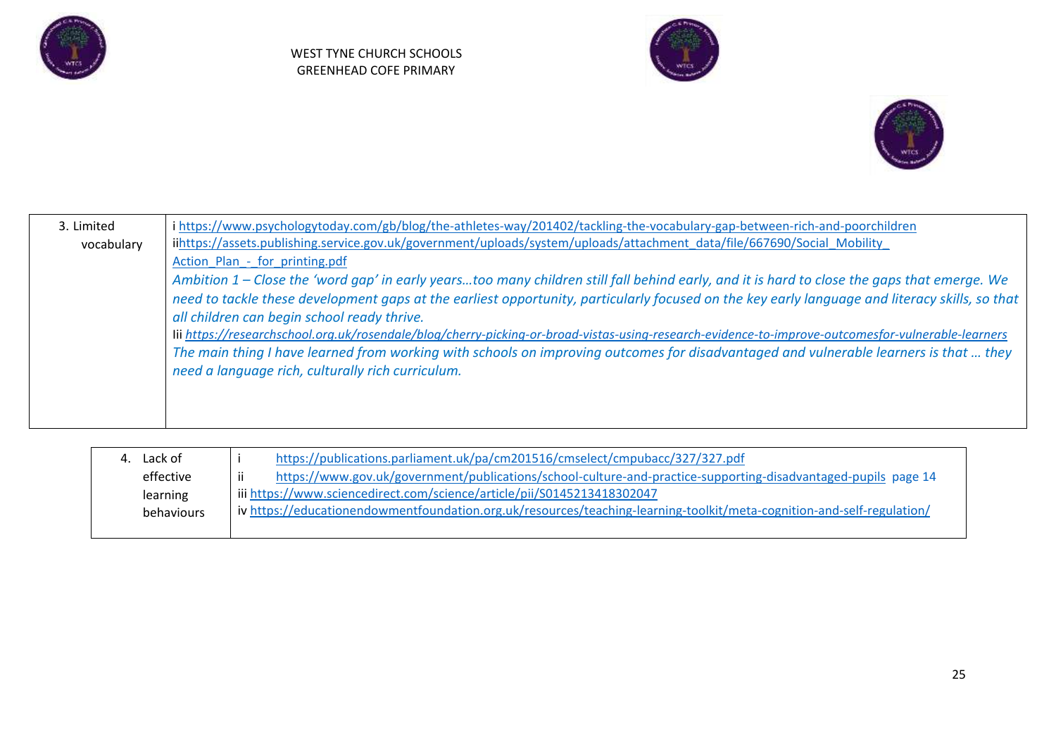WEST TYNE CHURCH SCHOOLS
GREENHEAD COFE PRIMARY

| | |
|---|---|
| 3. Limited vocabulary | i https://www.psychologytoday.com/gb/blog/the-athletes-way/201402/tackling-the-vocabulary-gap-between-rich-and-poorchildren<br>iihttps://assets.publishing.service.gov.uk/government/uploads/system/uploads/attachment_data/file/667690/Social_Mobility_Action_Plan_-_for_printing.pdf<br>*Ambition 1 – Close the 'word gap' in early years…too many children still fall behind early, and it is hard to close the gaps that emerge. We need to tackle these development gaps at the earliest opportunity, particularly focused on the key early language and literacy skills, so that all children can begin school ready thrive.*<br>Iii *https://researchschool.org.uk/rosendale/blog/cherry-picking-or-broad-vistas-using-research-evidence-to-improve-outcomesfor-vulnerable-learners*<br>*The main thing I have learned from working with schools on improving outcomes for disadvantaged and vulnerable learners is that … they need a language rich, culturally rich curriculum.* |

| | |
|---|---|
| 4. Lack of effective learning behaviours | i https://publications.parliament.uk/pa/cm201516/cmselect/cmpubacc/327/327.pdf<br>ii https://www.gov.uk/government/publications/school-culture-and-practice-supporting-disadvantaged-pupils page 14<br>iii https://www.sciencedirect.com/science/article/pii/S0145213418302047<br>iv https://educationendowmentfoundation.org.uk/resources/teaching-learning-toolkit/meta-cognition-and-self-regulation/ |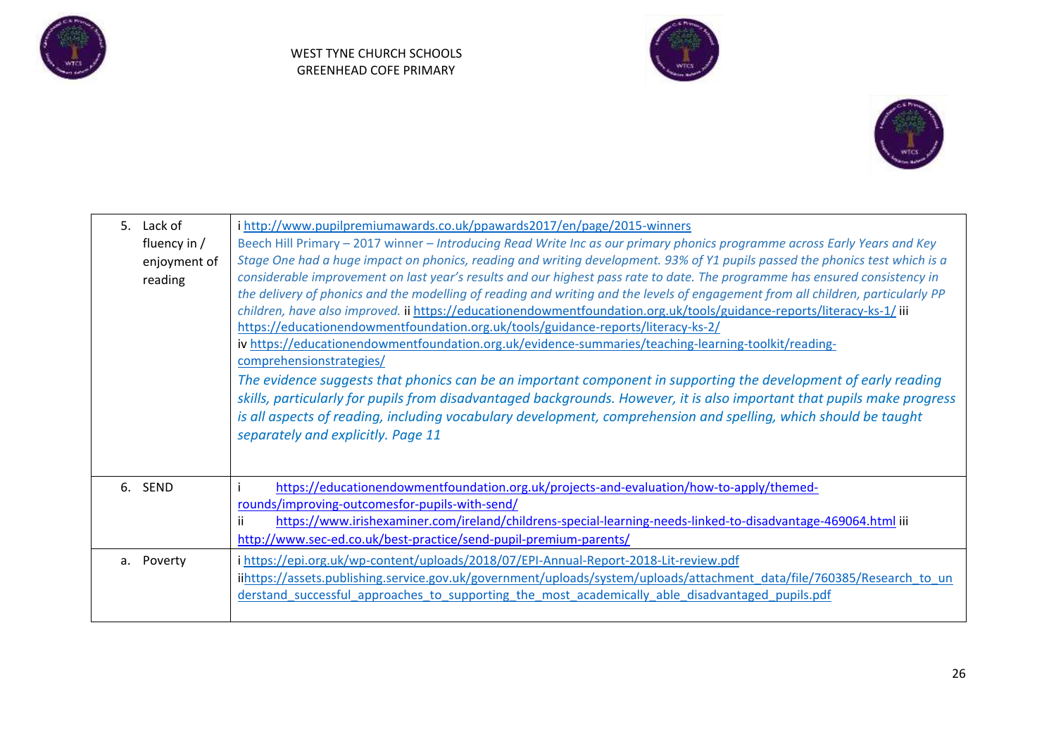| | |
|---|---|
| 5. Lack of fluency in / enjoyment of reading | i http://www.pupilpremiumawards.co.uk/ppawards2017/en/page/2015-winners<br>Beech Hill Primary – 2017 winner – *Introducing Read Write Inc as our primary phonics programme across Early Years and Key Stage One had a huge impact on phonics, reading and writing development. 93% of Y1 pupils passed the phonics test which is a considerable improvement on last year's results and our highest pass rate to date. The programme has ensured consistency in the delivery of phonics and the modelling of reading and writing and the levels of engagement from all children, particularly PP children, have also improved.* ii https://educationendowmentfoundation.org.uk/tools/guidance-reports/literacy-ks-1/ iii https://educationendowmentfoundation.org.uk/tools/guidance-reports/literacy-ks-2/<br>iv https://educationendowmentfoundation.org.uk/evidence-summaries/teaching-learning-toolkit/reading-comprehensionstrategies/<br>*The evidence suggests that phonics can be an important component in supporting the development of early reading skills, particularly for pupils from disadvantaged backgrounds. However, it is also important that pupils make progress is all aspects of reading, including vocabulary development, comprehension and spelling, which should be taught separately and explicitly. Page 11* |
| 6. SEND | i https://educationendowmentfoundation.org.uk/projects-and-evaluation/how-to-apply/themed-rounds/improving-outcomesfor-pupils-with-send/<br>ii https://www.irishexaminer.com/ireland/childrens-special-learning-needs-linked-to-disadvantage-469064.html iii http://www.sec-ed.co.uk/best-practice/send-pupil-premium-parents/ |
| a. Poverty | i https://epi.org.uk/wp-content/uploads/2018/07/EPI-Annual-Report-2018-Lit-review.pdf<br>iihttps://assets.publishing.service.gov.uk/government/uploads/system/uploads/attachment_data/file/760385/Research_to_understand_successful_approaches_to_supporting_the_most_academically_able_disadvantaged_pupils.pdf |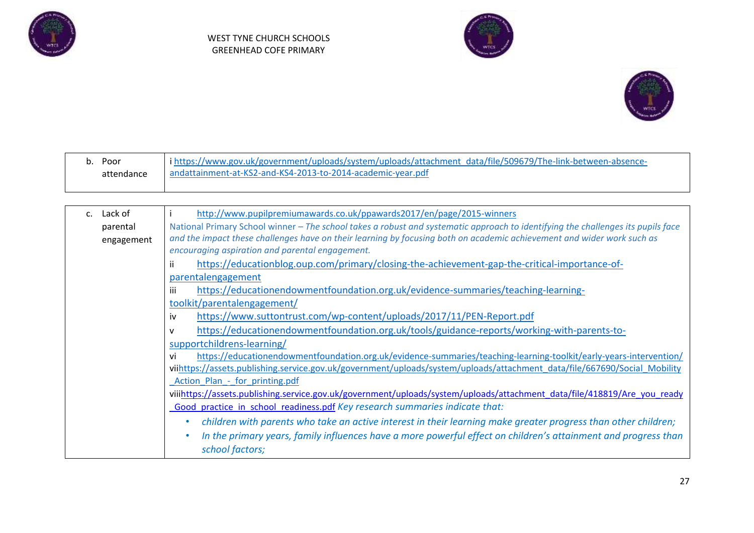WEST TYNE CHURCH SCHOOLS
GREENHEAD COFE PRIMARY

| | |
|---|---|
| b. Poor attendance | i https://www.gov.uk/government/uploads/system/uploads/attachment_data/file/509679/The-link-between-absence-andattainment-at-KS2-and-KS4-2013-to-2014-academic-year.pdf |

| | |
|---|---|
| c. Lack of parental engagement | i http://www.pupilpremiumawards.co.uk/ppawards2017/en/page/2015-winners<br>National Primary School winner – *The school takes a robust and systematic approach to identifying the challenges its pupils face and the impact these challenges have on their learning by focusing both on academic achievement and wider work such as encouraging aspiration and parental engagement.*<br>ii https://educationblog.oup.com/primary/closing-the-achievement-gap-the-critical-importance-of-parentalengagement<br>iii https://educationendowmentfoundation.org.uk/evidence-summaries/teaching-learning-toolkit/parentalengagement/<br>iv https://www.suttontrust.com/wp-content/uploads/2017/11/PEN-Report.pdf<br>v https://educationendowmentfoundation.org.uk/tools/guidance-reports/working-with-parents-to-supportchildrens-learning/<br>vi https://educationendowmentfoundation.org.uk/evidence-summaries/teaching-learning-toolkit/early-years-intervention/<br>vii https://assets.publishing.service.gov.uk/government/uploads/system/uploads/attachment_data/file/667690/Social_Mobility_Action_Plan_-_for_printing.pdf<br>viii https://assets.publishing.service.gov.uk/government/uploads/system/uploads/attachment_data/file/418819/Are_you_ready_Good_practice_in_school_readiness.pdf *Key research summaries indicate that:*<br>• *children with parents who take an active interest in their learning make greater progress than other children;*<br>• *In the primary years, family influences have a more powerful effect on children's attainment and progress than school factors;* |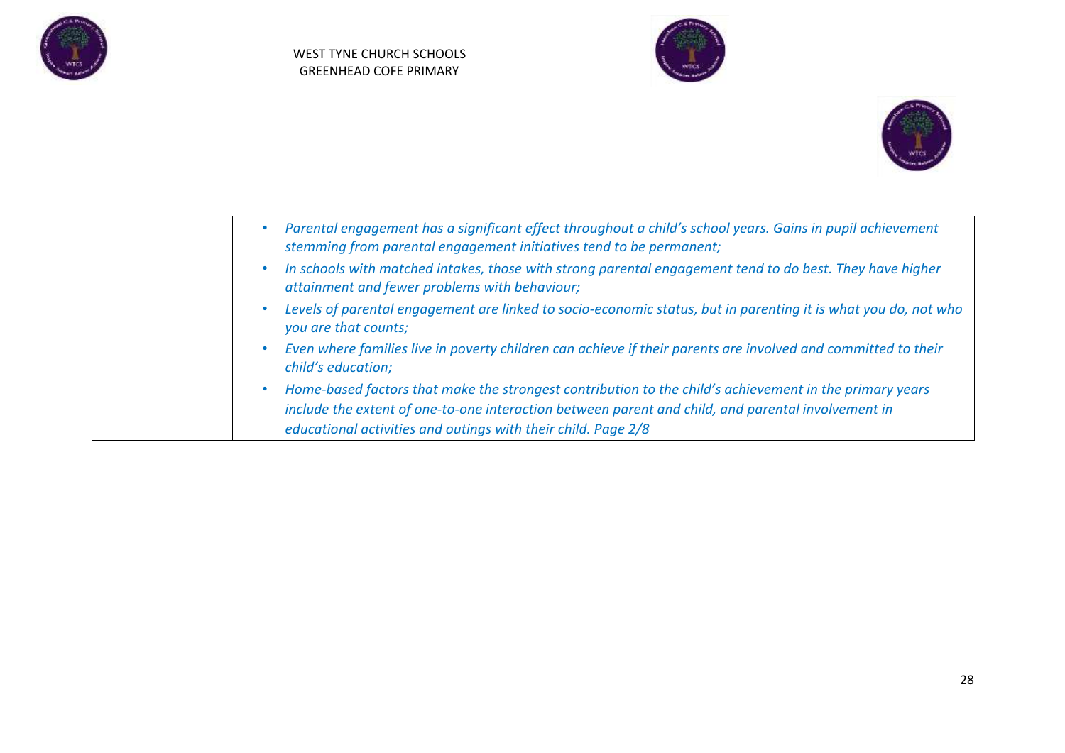| | |
|---|---|
| | • *Parental engagement has a significant effect throughout a child's school years. Gains in pupil achievement stemming from parental engagement initiatives tend to be permanent;*<br>• *In schools with matched intakes, those with strong parental engagement tend to do best. They have higher attainment and fewer problems with behaviour;*<br>• *Levels of parental engagement are linked to socio-economic status, but in parenting it is what you do, not who you are that counts;*<br>• *Even where families live in poverty children can achieve if their parents are involved and committed to their child's education;*<br>• *Home-based factors that make the strongest contribution to the child's achievement in the primary years include the extent of one-to-one interaction between parent and child, and parental involvement in educational activities and outings with their child. Page 2/8* |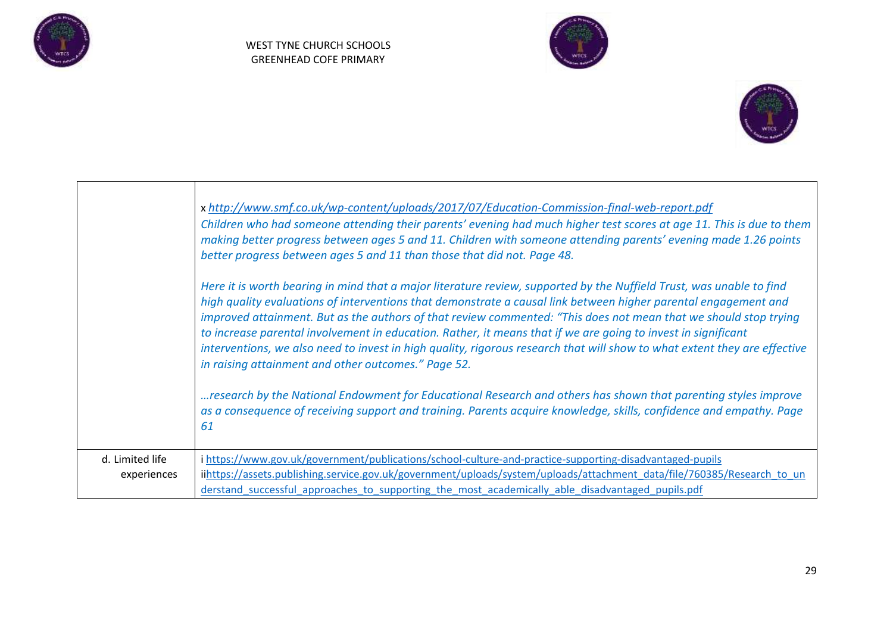| | |
|---|---|
| | x *http://www.smf.co.uk/wp-content/uploads/2017/07/Education-Commission-final-web-report.pdf*<br>*Children who had someone attending their parents' evening had much higher test scores at age 11. This is due to them making better progress between ages 5 and 11. Children with someone attending parents' evening made 1.26 points better progress between ages 5 and 11 than those that did not. Page 48.*<br><br>*Here it is worth bearing in mind that a major literature review, supported by the Nuffield Trust, was unable to find high quality evaluations of interventions that demonstrate a causal link between higher parental engagement and improved attainment. But as the authors of that review commented: "This does not mean that we should stop trying to increase parental involvement in education. Rather, it means that if we are going to invest in significant interventions, we also need to invest in high quality, rigorous research that will show to what extent they are effective in raising attainment and other outcomes." Page 52.*<br><br>*…research by the National Endowment for Educational Research and others has shown that parenting styles improve as a consequence of receiving support and training. Parents acquire knowledge, skills, confidence and empathy. Page 61* |
| d. Limited life experiences | i https://www.gov.uk/government/publications/school-culture-and-practice-supporting-disadvantaged-pupils<br>ii https://assets.publishing.service.gov.uk/government/uploads/system/uploads/attachment_data/file/760385/Research_to_understand_successful_approaches_to_supporting_the_most_academically_able_disadvantaged_pupils.pdf |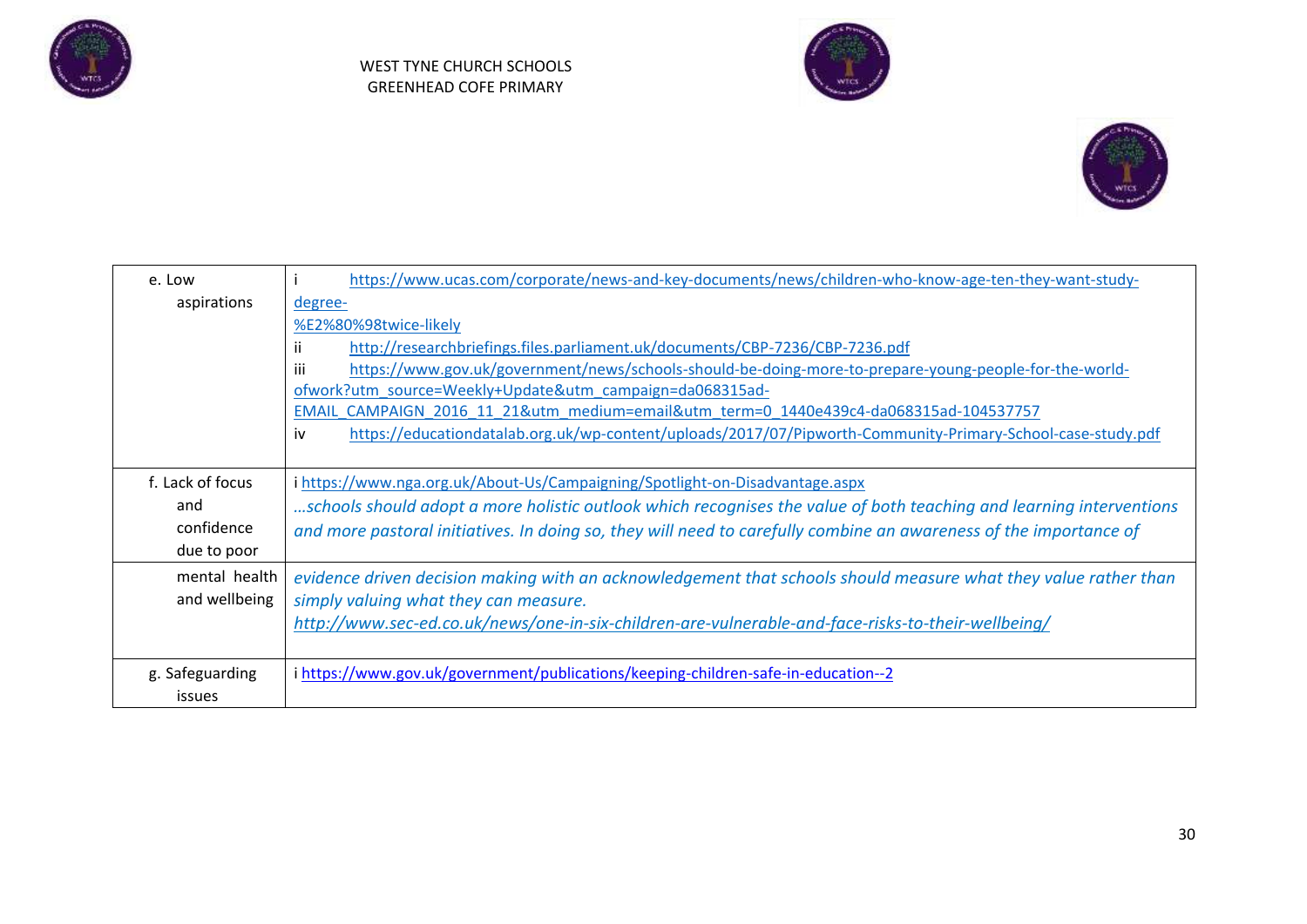| | |
|---|---|
| e. Low aspirations | i https://www.ucas.com/corporate/news-and-key-documents/news/children-who-know-age-ten-they-want-study-degree-%E2%80%98twice-likely<br>ii http://researchbriefings.files.parliament.uk/documents/CBP-7236/CBP-7236.pdf<br>iii https://www.gov.uk/government/news/schools-should-be-doing-more-to-prepare-young-people-for-the-world-ofwork?utm_source=Weekly+Update&utm_campaign=da068315ad-EMAIL_CAMPAIGN_2016_11_21&utm_medium=email&utm_term=0_1440e439c4-da068315ad-104537757<br>iv https://educationdatalab.org.uk/wp-content/uploads/2017/07/Pipworth-Community-Primary-School-case-study.pdf |
| f. Lack of focus and confidence due to poor mental health and wellbeing | i https://www.nga.org.uk/About-Us/Campaigning/Spotlight-on-Disadvantage.aspx<br>*…schools should adopt a more holistic outlook which recognises the value of both teaching and learning interventions and more pastoral initiatives. In doing so, they will need to carefully combine an awareness of the importance of evidence driven decision making with an acknowledgement that schools should measure what they value rather than simply valuing what they can measure.*<br>*http://www.sec-ed.co.uk/news/one-in-six-children-are-vulnerable-and-face-risks-to-their-wellbeing/* |
| g. Safeguarding issues | i https://www.gov.uk/government/publications/keeping-children-safe-in-education--2 |